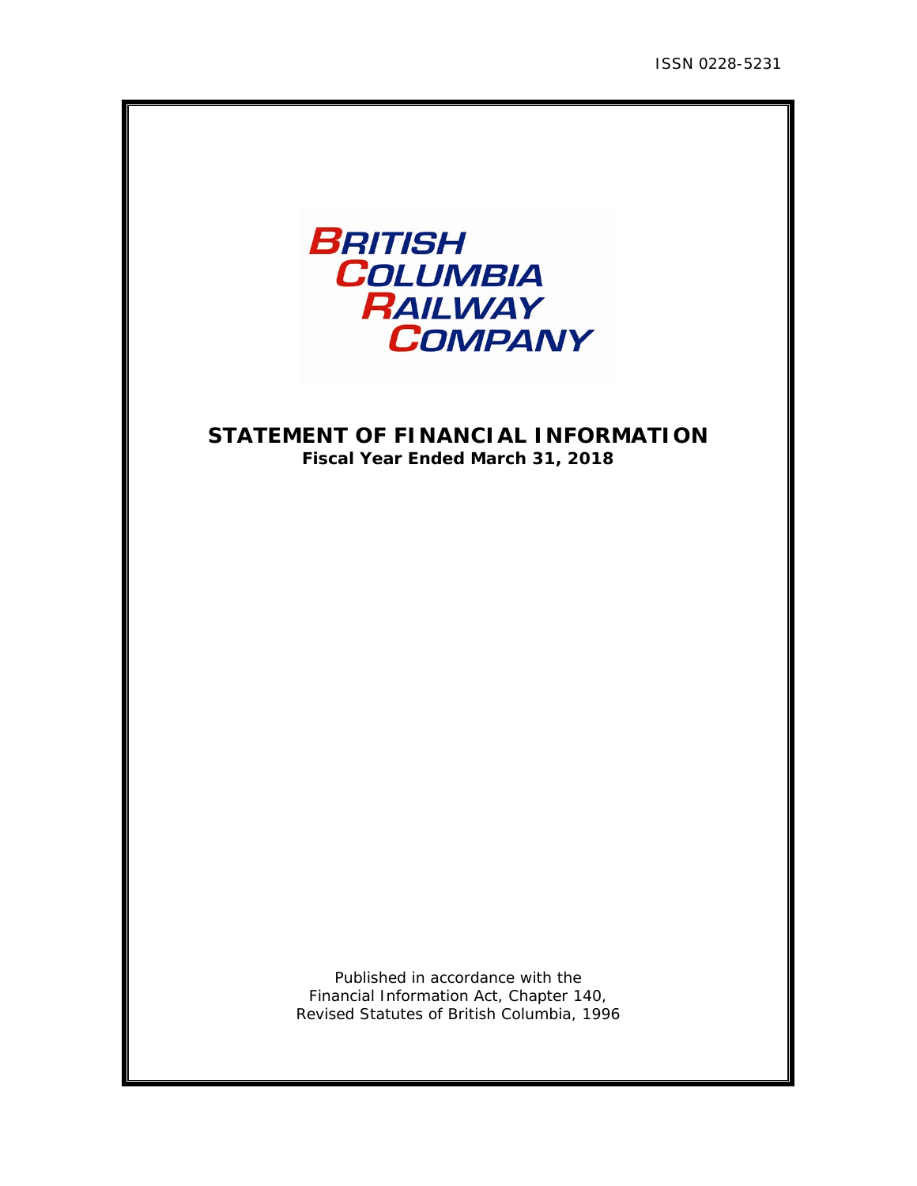ISSN 0228-5231

BRITISH COLUMBIA RAILWAY COMPANY

# STATEMENT OF FINANCIAL INFORMATION

**Fiscal Year Ended March 31, 2018**

Published in accordance with the
Financial Information Act, Chapter 140,
Revised Statutes of British Columbia, 1996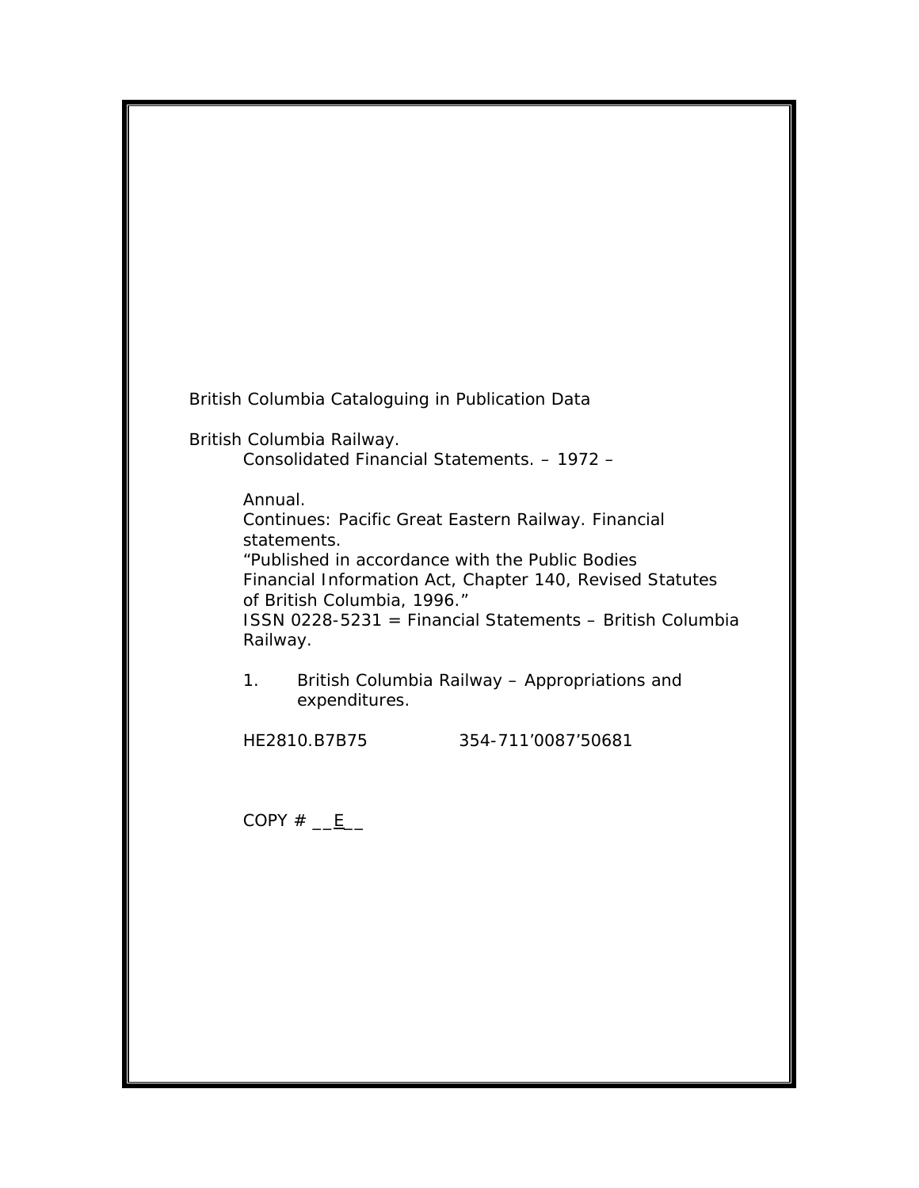British Columbia Cataloguing in Publication Data

British Columbia Railway.
Consolidated Financial Statements. – 1972 –

Annual.
Continues: Pacific Great Eastern Railway. Financial statements.
"Published in accordance with the Public Bodies Financial Information Act, Chapter 140, Revised Statutes of British Columbia, 1996."
ISSN 0228-5231 = Financial Statements – British Columbia Railway.

1. British Columbia Railway – Appropriations and expenditures.

HE2810.B7B75    354-711'0087'50681

COPY # __E__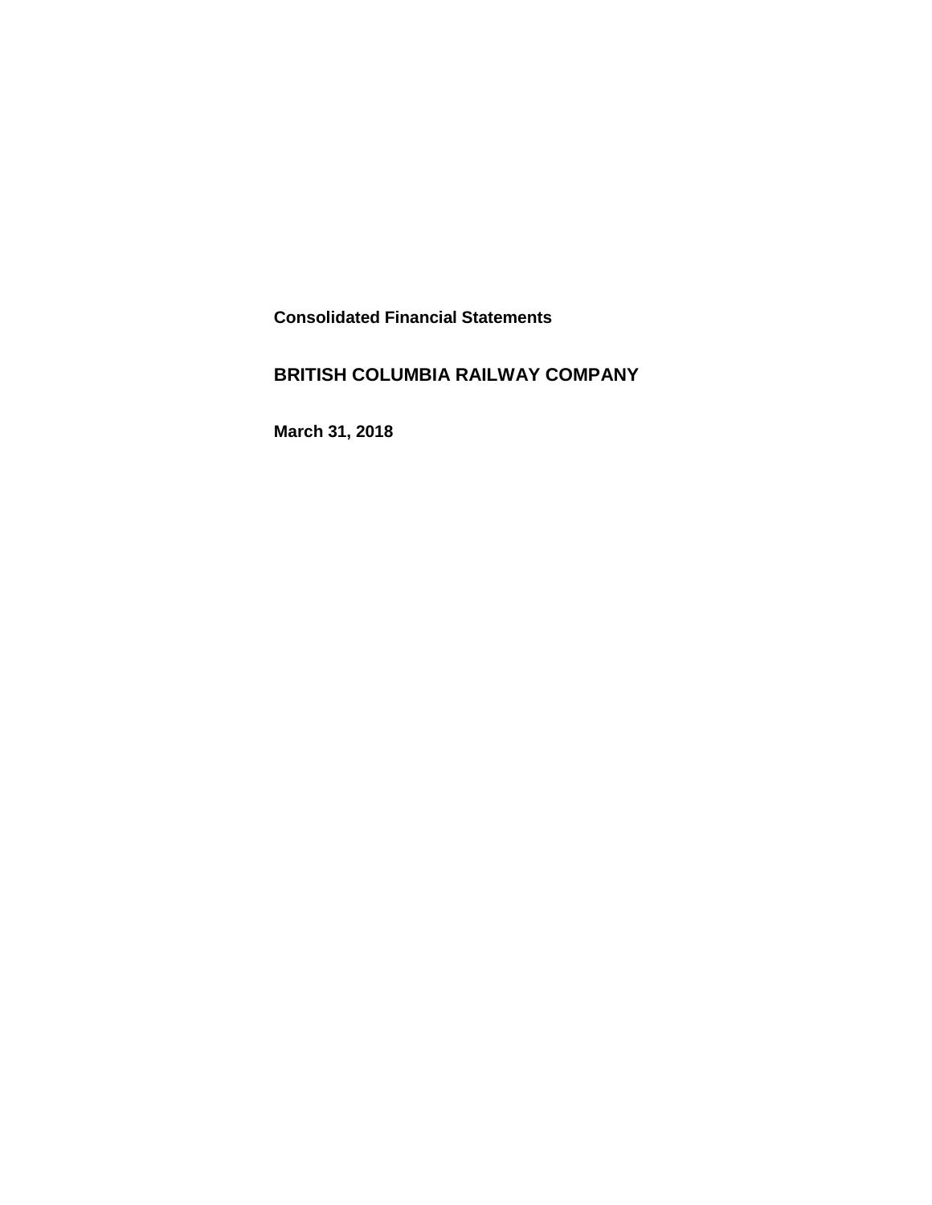**Consolidated Financial Statements**

## BRITISH COLUMBIA RAILWAY COMPANY

**March 31, 2018**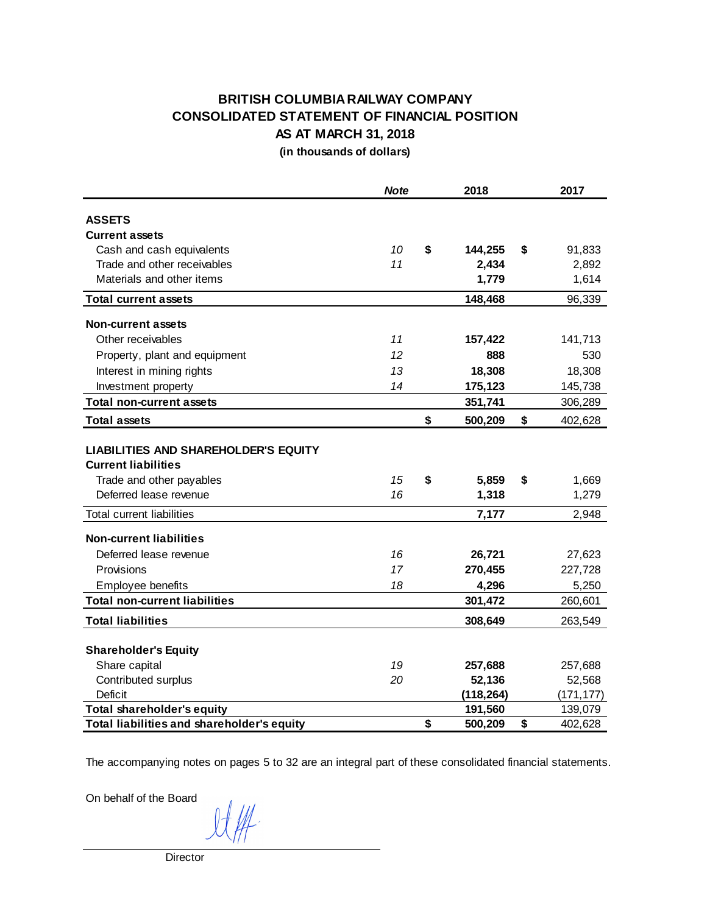# BRITISH COLUMBIA RAILWAY COMPANY
## CONSOLIDATED STATEMENT OF FINANCIAL POSITION
## AS AT MARCH 31, 2018
### (in thousands of dollars)

| | *Note* | 2018 | 2017 |
|---|---|---|---|
| **ASSETS** | | | |
| **Current assets** | | | |
| Cash and cash equivalents | *10* | $ **144,255** | $ 91,833 |
| Trade and other receivables | *11* | **2,434** | 2,892 |
| Materials and other items | | **1,779** | 1,614 |
| **Total current assets** | | **148,468** | 96,339 |
| **Non-current assets** | | | |
| Other receivables | *11* | **157,422** | 141,713 |
| Property, plant and equipment | *12* | **888** | 530 |
| Interest in mining rights | *13* | **18,308** | 18,308 |
| Investment property | *14* | **175,123** | 145,738 |
| **Total non-current assets** | | **351,741** | 306,289 |
| **Total assets** | | $ **500,209** | $ 402,628 |
| **LIABILITIES AND SHAREHOLDER'S EQUITY** | | | |
| **Current liabilities** | | | |
| Trade and other payables | *15* | $ **5,859** | $ 1,669 |
| Deferred lease revenue | *16* | **1,318** | 1,279 |
| Total current liabilities | | **7,177** | 2,948 |
| **Non-current liabilities** | | | |
| Deferred lease revenue | *16* | **26,721** | 27,623 |
| Provisions | *17* | **270,455** | 227,728 |
| Employee benefits | *18* | **4,296** | 5,250 |
| **Total non-current liabilities** | | **301,472** | 260,601 |
| **Total liabilities** | | **308,649** | 263,549 |
| **Shareholder's Equity** | | | |
| Share capital | *19* | **257,688** | 257,688 |
| Contributed surplus | *20* | **52,136** | 52,568 |
| Deficit | | **(118,264)** | (171,177) |
| **Total shareholder's equity** | | **191,560** | 139,079 |
| **Total liabilities and shareholder's equity** | | $ **500,209** | $ 402,628 |

The accompanying notes on pages 5 to 32 are an integral part of these consolidated financial statements.

On behalf of the Board

Director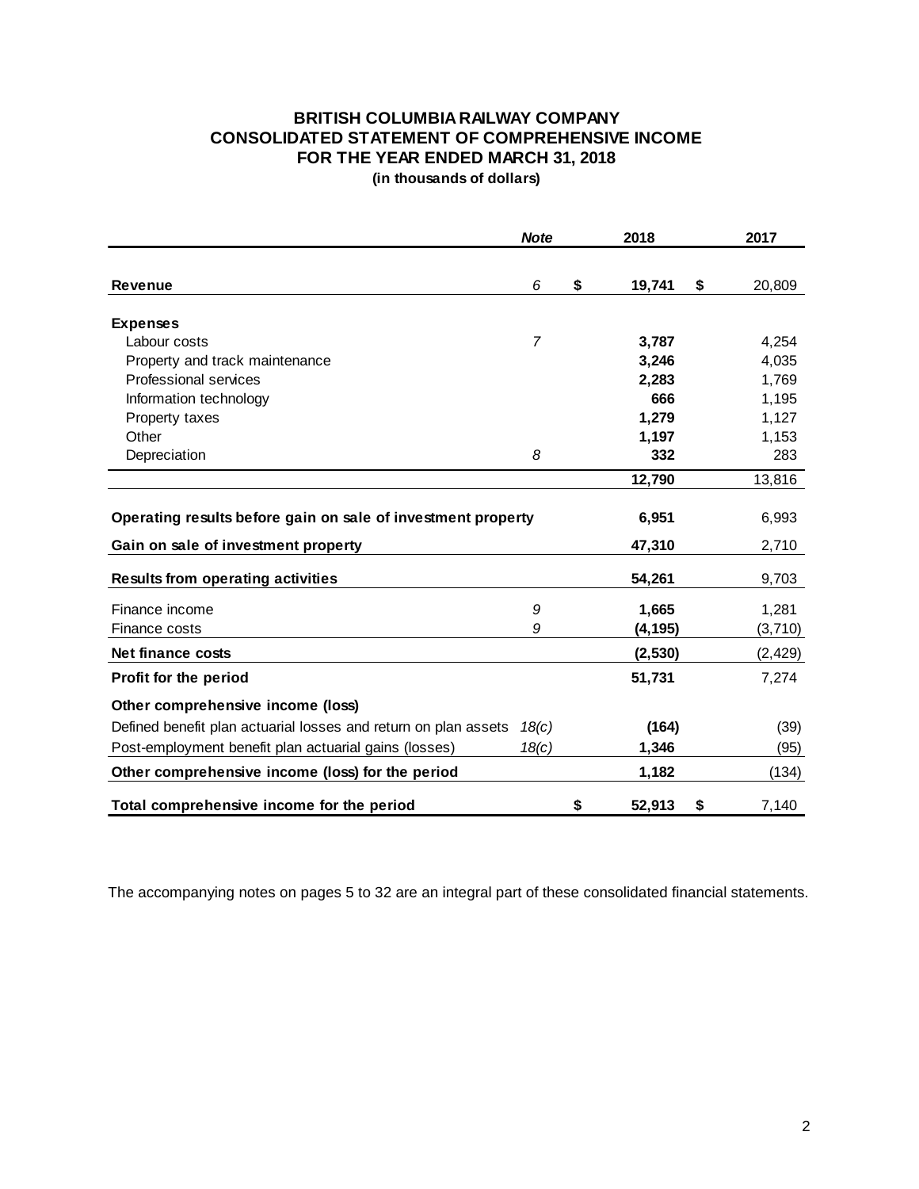# BRITISH COLUMBIA RAILWAY COMPANY
## CONSOLIDATED STATEMENT OF COMPREHENSIVE INCOME
## FOR THE YEAR ENDED MARCH 31, 2018
**(in thousands of dollars)**

| | *Note* | 2018 | 2017 |
|---|---|---|---|
| **Revenue** | *6* | $ **19,741** | $ 20,809 |
| **Expenses** | | | |
| Labour costs | *7* | **3,787** | 4,254 |
| Property and track maintenance | | **3,246** | 4,035 |
| Professional services | | **2,283** | 1,769 |
| Information technology | | **666** | 1,195 |
| Property taxes | | **1,279** | 1,127 |
| Other | | **1,197** | 1,153 |
| Depreciation | *8* | **332** | 283 |
| | | **12,790** | 13,816 |
| **Operating results before gain on sale of investment property** | | **6,951** | 6,993 |
| **Gain on sale of investment property** | | **47,310** | 2,710 |
| **Results from operating activities** | | **54,261** | 9,703 |
| Finance income | *9* | **1,665** | 1,281 |
| Finance costs | *9* | **(4,195)** | (3,710) |
| **Net finance costs** | | **(2,530)** | (2,429) |
| **Profit for the period** | | **51,731** | 7,274 |
| **Other comprehensive income (loss)** | | | |
| Defined benefit plan actuarial losses and return on plan assets | *18(c)* | **(164)** | (39) |
| Post-employment benefit plan actuarial gains (losses) | *18(c)* | **1,346** | (95) |
| **Other comprehensive income (loss) for the period** | | **1,182** | (134) |
| **Total comprehensive income for the period** | | $ **52,913** | $ 7,140 |

The accompanying notes on pages 5 to 32 are an integral part of these consolidated financial statements.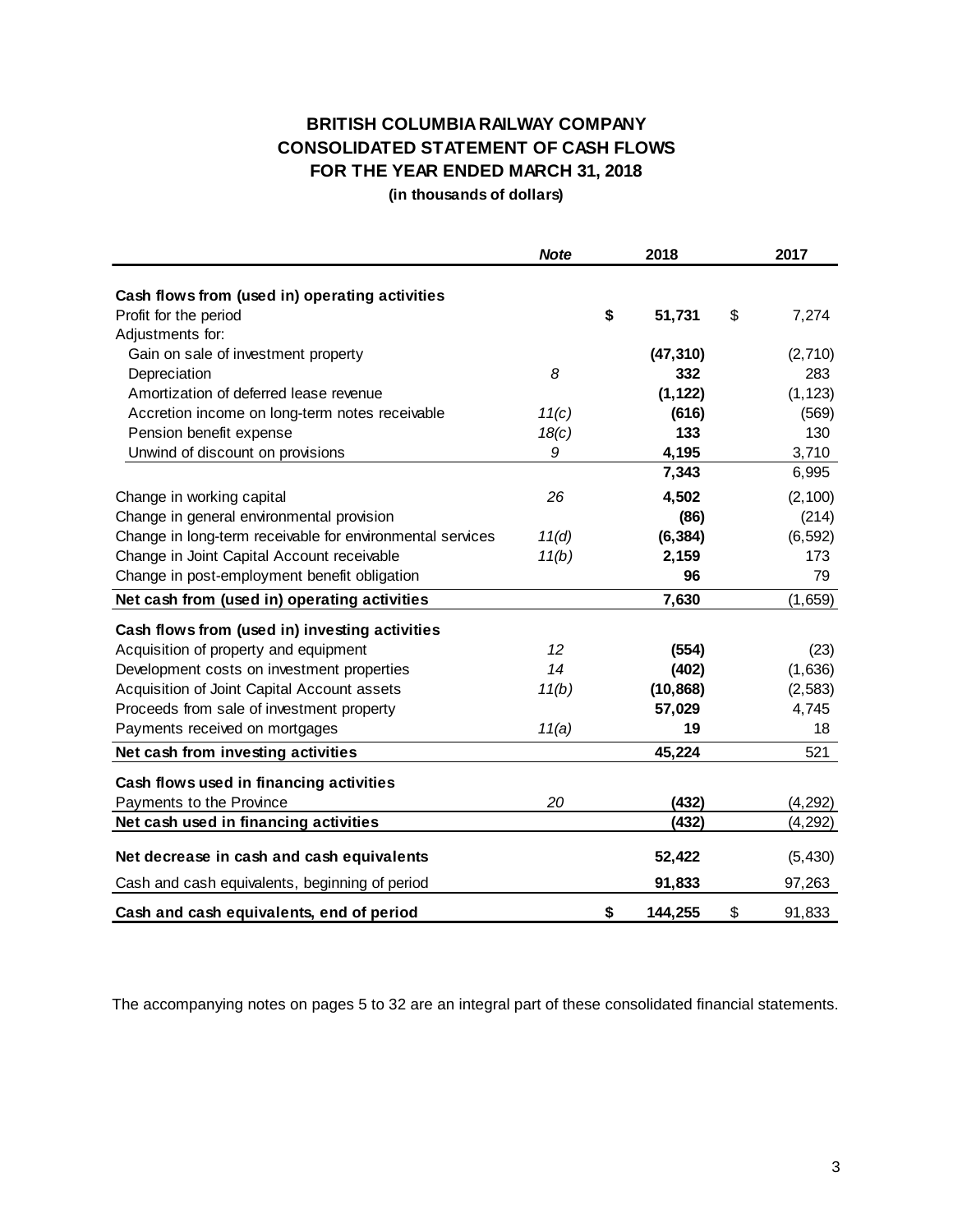# BRITISH COLUMBIA RAILWAY COMPANY
## CONSOLIDATED STATEMENT OF CASH FLOWS
## FOR THE YEAR ENDED MARCH 31, 2018
**(in thousands of dollars)**

| | *Note* | 2018 | 2017 |
|---|---|---|---|
| **Cash flows from (used in) operating activities** | | | |
| Profit for the period | | **$ 51,731** | $ 7,274 |
| Adjustments for: | | | |
| Gain on sale of investment property | | **(47,310)** | (2,710) |
| Depreciation | *8* | **332** | 283 |
| Amortization of deferred lease revenue | | **(1,122)** | (1,123) |
| Accretion income on long-term notes receivable | *11(c)* | **(616)** | (569) |
| Pension benefit expense | *18(c)* | **133** | 130 |
| Unwind of discount on provisions | *9* | **4,195** | 3,710 |
| | | **7,343** | 6,995 |
| Change in working capital | *26* | **4,502** | (2,100) |
| Change in general environmental provision | | **(86)** | (214) |
| Change in long-term receivable for environmental services | *11(d)* | **(6,384)** | (6,592) |
| Change in Joint Capital Account receivable | *11(b)* | **2,159** | 173 |
| Change in post-employment benefit obligation | | **96** | 79 |
| **Net cash from (used in) operating activities** | | **7,630** | (1,659) |
| **Cash flows from (used in) investing activities** | | | |
| Acquisition of property and equipment | *12* | **(554)** | (23) |
| Development costs on investment properties | *14* | **(402)** | (1,636) |
| Acquisition of Joint Capital Account assets | *11(b)* | **(10,868)** | (2,583) |
| Proceeds from sale of investment property | | **57,029** | 4,745 |
| Payments received on mortgages | *11(a)* | **19** | 18 |
| **Net cash from investing activities** | | **45,224** | 521 |
| **Cash flows used in financing activities** | | | |
| Payments to the Province | *20* | **(432)** | (4,292) |
| **Net cash used in financing activities** | | **(432)** | (4,292) |
| **Net decrease in cash and cash equivalents** | | **52,422** | (5,430) |
| Cash and cash equivalents, beginning of period | | **91,833** | 97,263 |
| **Cash and cash equivalents, end of period** | | **$ 144,255** | $ 91,833 |

The accompanying notes on pages 5 to 32 are an integral part of these consolidated financial statements.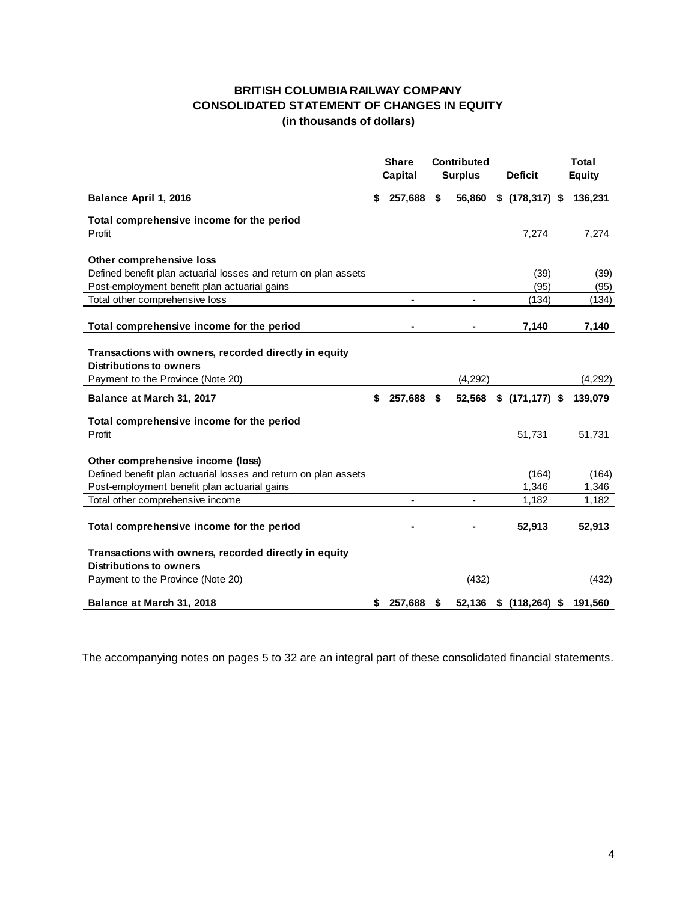# BRITISH COLUMBIA RAILWAY COMPANY
## CONSOLIDATED STATEMENT OF CHANGES IN EQUITY
### (in thousands of dollars)

| | Share Capital | Contributed Surplus | Deficit | Total Equity |
|---|---|---|---|---|
| **Balance April 1, 2016** | **$ 257,688** | **$ 56,860** | **$ (178,317)** | **$ 136,231** |
| **Total comprehensive income for the period** | | | | |
| Profit | | | 7,274 | 7,274 |
| **Other comprehensive loss** | | | | |
| Defined benefit plan actuarial losses and return on plan assets | | | (39) | (39) |
| Post-employment benefit plan actuarial gains | | | (95) | (95) |
| Total other comprehensive loss | - | - | (134) | (134) |
| **Total comprehensive income for the period** | **-** | **-** | **7,140** | **7,140** |
| **Transactions with owners, recorded directly in equity** | | | | |
| **Distributions to owners** | | | | |
| Payment to the Province (Note 20) | | (4,292) | | (4,292) |
| **Balance at March 31, 2017** | **$ 257,688** | **$ 52,568** | **$ (171,177)** | **$ 139,079** |
| **Total comprehensive income for the period** | | | | |
| Profit | | | 51,731 | 51,731 |
| **Other comprehensive income (loss)** | | | | |
| Defined benefit plan actuarial losses and return on plan assets | | | (164) | (164) |
| Post-employment benefit plan actuarial gains | | | 1,346 | 1,346 |
| Total other comprehensive income | - | - | 1,182 | 1,182 |
| **Total comprehensive income for the period** | **-** | **-** | **52,913** | **52,913** |
| **Transactions with owners, recorded directly in equity** | | | | |
| **Distributions to owners** | | | | |
| Payment to the Province (Note 20) | | (432) | | (432) |
| **Balance at March 31, 2018** | **$ 257,688** | **$ 52,136** | **$ (118,264)** | **$ 191,560** |

The accompanying notes on pages 5 to 32 are an integral part of these consolidated financial statements.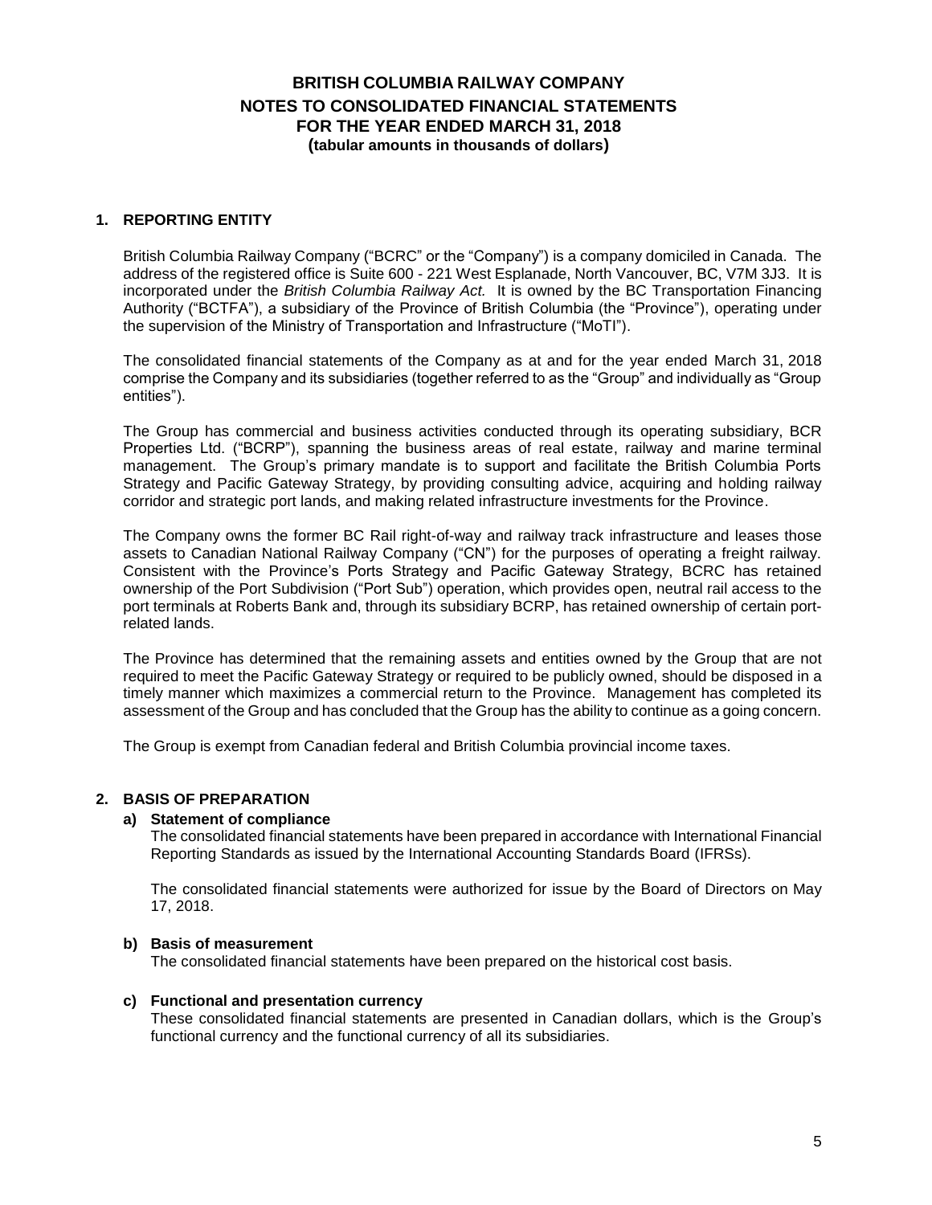# BRITISH COLUMBIA RAILWAY COMPANY
## NOTES TO CONSOLIDATED FINANCIAL STATEMENTS
## FOR THE YEAR ENDED MARCH 31, 2018
### (tabular amounts in thousands of dollars)

## 1. REPORTING ENTITY

British Columbia Railway Company ("BCRC" or the "Company") is a company domiciled in Canada. The address of the registered office is Suite 600 - 221 West Esplanade, North Vancouver, BC, V7M 3J3. It is incorporated under the *British Columbia Railway Act.* It is owned by the BC Transportation Financing Authority ("BCTFA"), a subsidiary of the Province of British Columbia (the "Province"), operating under the supervision of the Ministry of Transportation and Infrastructure ("MoTI").

The consolidated financial statements of the Company as at and for the year ended March 31, 2018 comprise the Company and its subsidiaries (together referred to as the "Group" and individually as "Group entities").

The Group has commercial and business activities conducted through its operating subsidiary, BCR Properties Ltd. ("BCRP"), spanning the business areas of real estate, railway and marine terminal management. The Group's primary mandate is to support and facilitate the British Columbia Ports Strategy and Pacific Gateway Strategy, by providing consulting advice, acquiring and holding railway corridor and strategic port lands, and making related infrastructure investments for the Province.

The Company owns the former BC Rail right-of-way and railway track infrastructure and leases those assets to Canadian National Railway Company ("CN") for the purposes of operating a freight railway. Consistent with the Province's Ports Strategy and Pacific Gateway Strategy, BCRC has retained ownership of the Port Subdivision ("Port Sub") operation, which provides open, neutral rail access to the port terminals at Roberts Bank and, through its subsidiary BCRP, has retained ownership of certain port-related lands.

The Province has determined that the remaining assets and entities owned by the Group that are not required to meet the Pacific Gateway Strategy or required to be publicly owned, should be disposed in a timely manner which maximizes a commercial return to the Province. Management has completed its assessment of the Group and has concluded that the Group has the ability to continue as a going concern.

The Group is exempt from Canadian federal and British Columbia provincial income taxes.

## 2. BASIS OF PREPARATION

### a) Statement of compliance

The consolidated financial statements have been prepared in accordance with International Financial Reporting Standards as issued by the International Accounting Standards Board (IFRSs).

The consolidated financial statements were authorized for issue by the Board of Directors on May 17, 2018.

### b) Basis of measurement

The consolidated financial statements have been prepared on the historical cost basis.

### c) Functional and presentation currency

These consolidated financial statements are presented in Canadian dollars, which is the Group's functional currency and the functional currency of all its subsidiaries.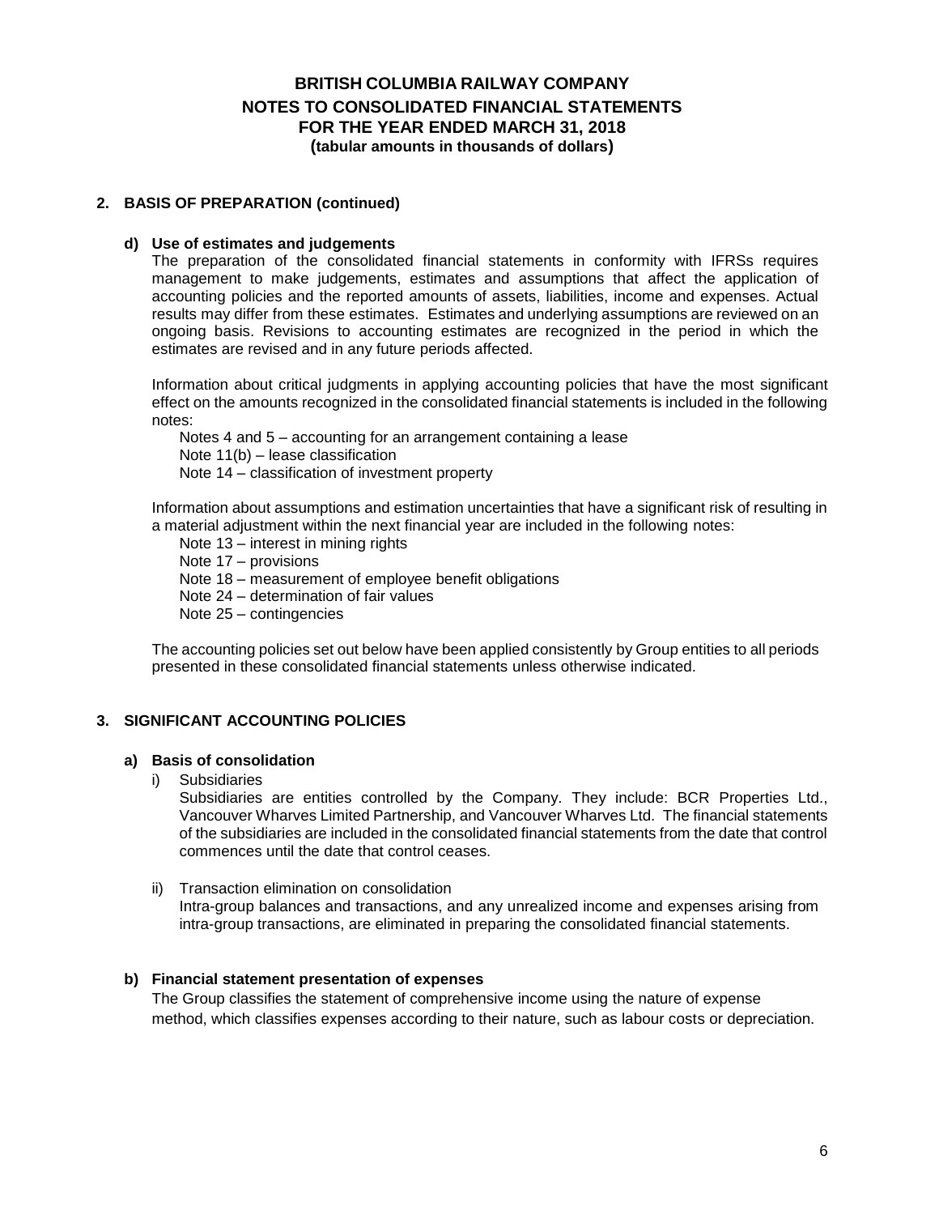## 2. BASIS OF PREPARATION (continued)

### d) Use of estimates and judgements

The preparation of the consolidated financial statements in conformity with IFRSs requires management to make judgements, estimates and assumptions that affect the application of accounting policies and the reported amounts of assets, liabilities, income and expenses. Actual results may differ from these estimates. Estimates and underlying assumptions are reviewed on an ongoing basis. Revisions to accounting estimates are recognized in the period in which the estimates are revised and in any future periods affected.

Information about critical judgments in applying accounting policies that have the most significant effect on the amounts recognized in the consolidated financial statements is included in the following notes:

Notes 4 and 5 – accounting for an arrangement containing a lease
Note 11(b) – lease classification
Note 14 – classification of investment property

Information about assumptions and estimation uncertainties that have a significant risk of resulting in a material adjustment within the next financial year are included in the following notes:

Note 13 – interest in mining rights
Note 17 – provisions
Note 18 – measurement of employee benefit obligations
Note 24 – determination of fair values
Note 25 – contingencies

The accounting policies set out below have been applied consistently by Group entities to all periods presented in these consolidated financial statements unless otherwise indicated.

## 3. SIGNIFICANT ACCOUNTING POLICIES

### a) Basis of consolidation

i) Subsidiaries

Subsidiaries are entities controlled by the Company. They include: BCR Properties Ltd., Vancouver Wharves Limited Partnership, and Vancouver Wharves Ltd. The financial statements of the subsidiaries are included in the consolidated financial statements from the date that control commences until the date that control ceases.

ii) Transaction elimination on consolidation

Intra-group balances and transactions, and any unrealized income and expenses arising from intra-group transactions, are eliminated in preparing the consolidated financial statements.

### b) Financial statement presentation of expenses

The Group classifies the statement of comprehensive income using the nature of expense method, which classifies expenses according to their nature, such as labour costs or depreciation.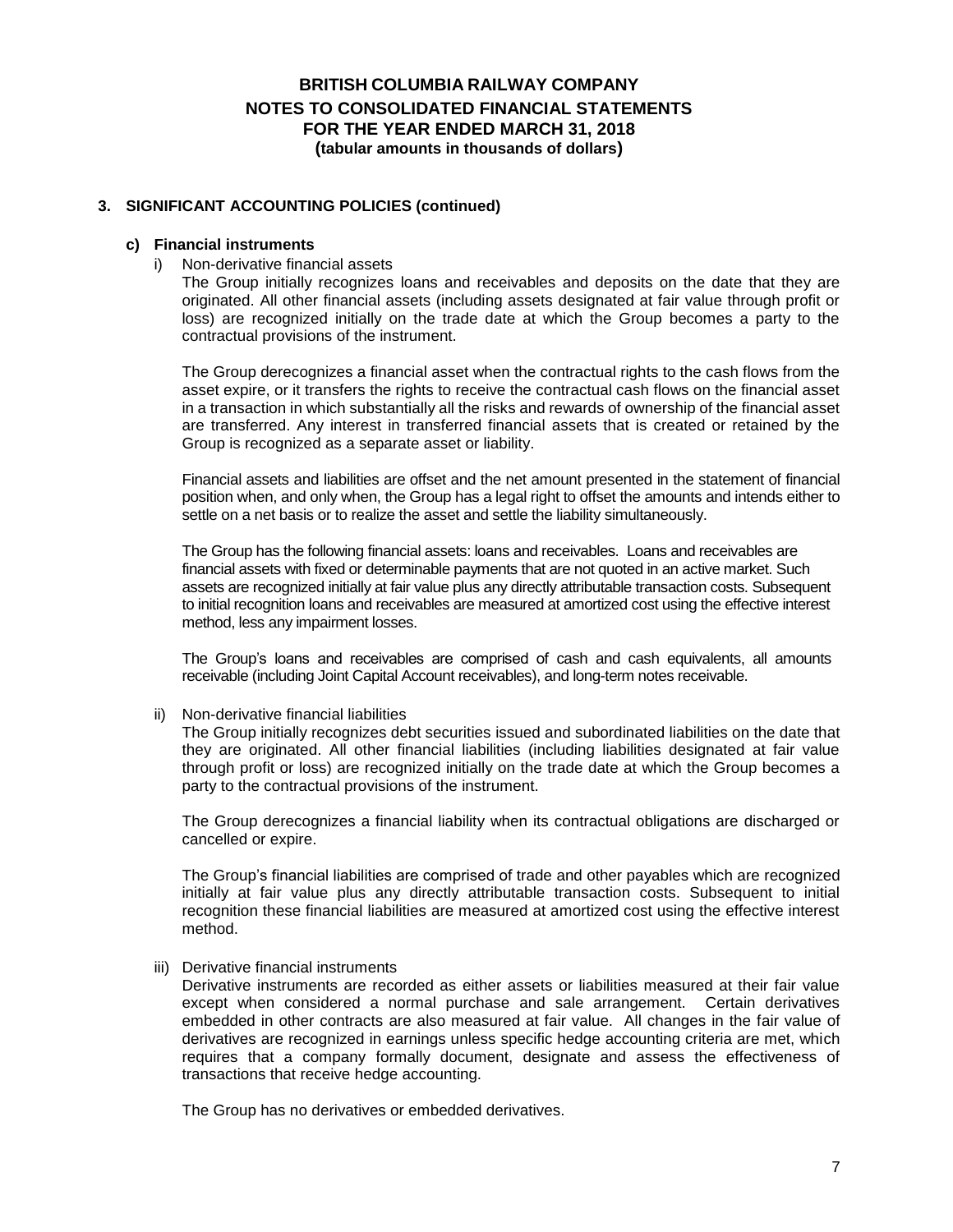## 3. SIGNIFICANT ACCOUNTING POLICIES (continued)

### c) Financial instruments

i) Non-derivative financial assets

The Group initially recognizes loans and receivables and deposits on the date that they are originated. All other financial assets (including assets designated at fair value through profit or loss) are recognized initially on the trade date at which the Group becomes a party to the contractual provisions of the instrument.

The Group derecognizes a financial asset when the contractual rights to the cash flows from the asset expire, or it transfers the rights to receive the contractual cash flows on the financial asset in a transaction in which substantially all the risks and rewards of ownership of the financial asset are transferred. Any interest in transferred financial assets that is created or retained by the Group is recognized as a separate asset or liability.

Financial assets and liabilities are offset and the net amount presented in the statement of financial position when, and only when, the Group has a legal right to offset the amounts and intends either to settle on a net basis or to realize the asset and settle the liability simultaneously.

The Group has the following financial assets: loans and receivables. Loans and receivables are financial assets with fixed or determinable payments that are not quoted in an active market. Such assets are recognized initially at fair value plus any directly attributable transaction costs. Subsequent to initial recognition loans and receivables are measured at amortized cost using the effective interest method, less any impairment losses.

The Group's loans and receivables are comprised of cash and cash equivalents, all amounts receivable (including Joint Capital Account receivables), and long-term notes receivable.

ii) Non-derivative financial liabilities

The Group initially recognizes debt securities issued and subordinated liabilities on the date that they are originated. All other financial liabilities (including liabilities designated at fair value through profit or loss) are recognized initially on the trade date at which the Group becomes a party to the contractual provisions of the instrument.

The Group derecognizes a financial liability when its contractual obligations are discharged or cancelled or expire.

The Group's financial liabilities are comprised of trade and other payables which are recognized initially at fair value plus any directly attributable transaction costs. Subsequent to initial recognition these financial liabilities are measured at amortized cost using the effective interest method.

iii) Derivative financial instruments

Derivative instruments are recorded as either assets or liabilities measured at their fair value except when considered a normal purchase and sale arrangement. Certain derivatives embedded in other contracts are also measured at fair value. All changes in the fair value of derivatives are recognized in earnings unless specific hedge accounting criteria are met, which requires that a company formally document, designate and assess the effectiveness of transactions that receive hedge accounting.

The Group has no derivatives or embedded derivatives.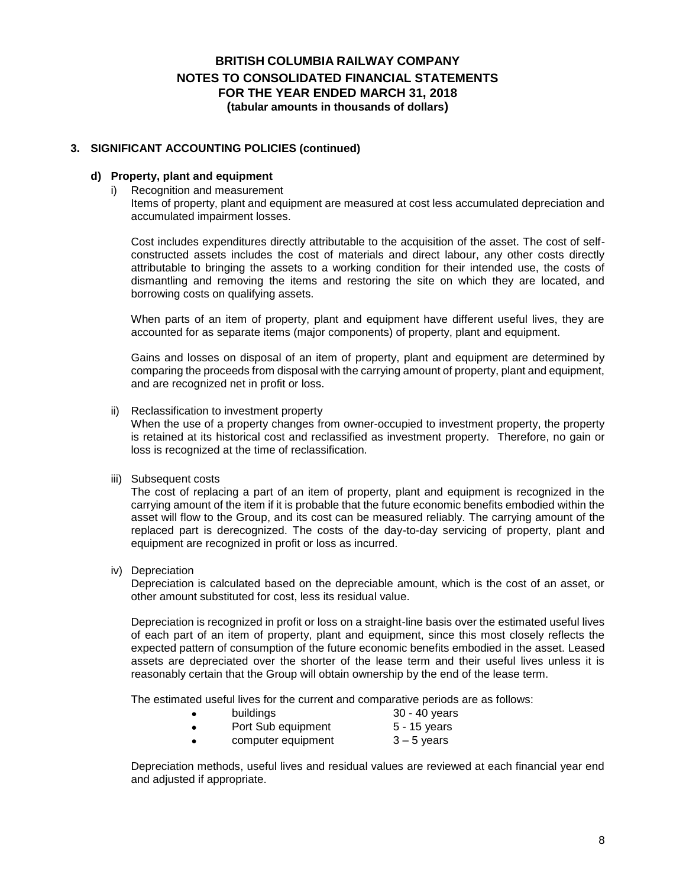## 3. SIGNIFICANT ACCOUNTING POLICIES (continued)

### d) Property, plant and equipment

i) Recognition and measurement

Items of property, plant and equipment are measured at cost less accumulated depreciation and accumulated impairment losses.

Cost includes expenditures directly attributable to the acquisition of the asset. The cost of self-constructed assets includes the cost of materials and direct labour, any other costs directly attributable to bringing the assets to a working condition for their intended use, the costs of dismantling and removing the items and restoring the site on which they are located, and borrowing costs on qualifying assets.

When parts of an item of property, plant and equipment have different useful lives, they are accounted for as separate items (major components) of property, plant and equipment.

Gains and losses on disposal of an item of property, plant and equipment are determined by comparing the proceeds from disposal with the carrying amount of property, plant and equipment, and are recognized net in profit or loss.

ii) Reclassification to investment property

When the use of a property changes from owner-occupied to investment property, the property is retained at its historical cost and reclassified as investment property. Therefore, no gain or loss is recognized at the time of reclassification.

iii) Subsequent costs

The cost of replacing a part of an item of property, plant and equipment is recognized in the carrying amount of the item if it is probable that the future economic benefits embodied within the asset will flow to the Group, and its cost can be measured reliably. The carrying amount of the replaced part is derecognized. The costs of the day-to-day servicing of property, plant and equipment are recognized in profit or loss as incurred.

iv) Depreciation

Depreciation is calculated based on the depreciable amount, which is the cost of an asset, or other amount substituted for cost, less its residual value.

Depreciation is recognized in profit or loss on a straight-line basis over the estimated useful lives of each part of an item of property, plant and equipment, since this most closely reflects the expected pattern of consumption of the future economic benefits embodied in the asset. Leased assets are depreciated over the shorter of the lease term and their useful lives unless it is reasonably certain that the Group will obtain ownership by the end of the lease term.

The estimated useful lives for the current and comparative periods are as follows:

- buildings 30 - 40 years
- Port Sub equipment 5 - 15 years
- computer equipment 3 – 5 years

Depreciation methods, useful lives and residual values are reviewed at each financial year end and adjusted if appropriate.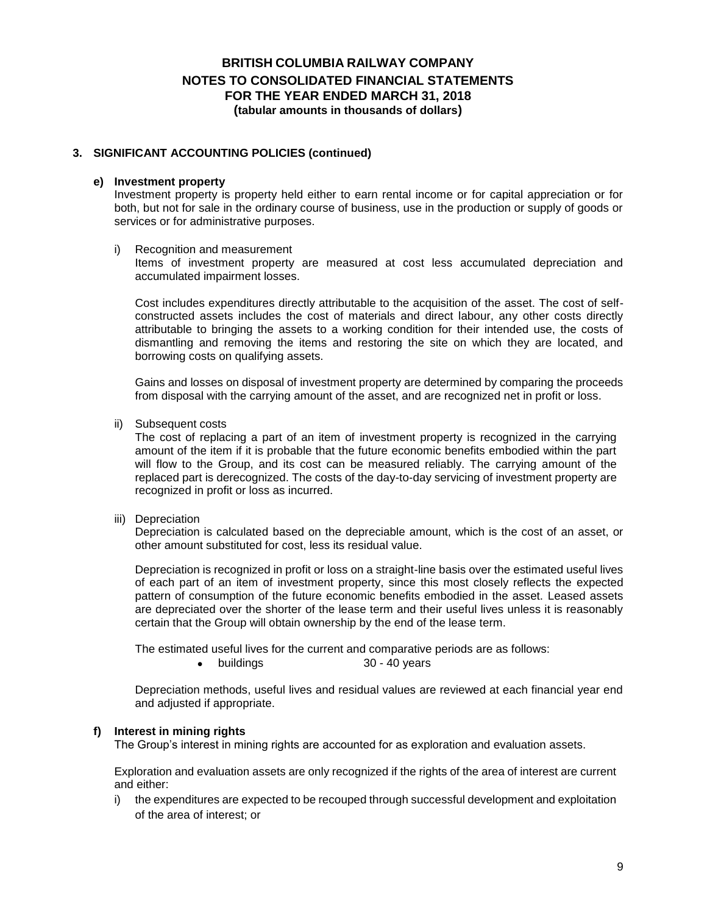## 3. SIGNIFICANT ACCOUNTING POLICIES (continued)

### e) Investment property

Investment property is property held either to earn rental income or for capital appreciation or for both, but not for sale in the ordinary course of business, use in the production or supply of goods or services or for administrative purposes.

i) Recognition and measurement

Items of investment property are measured at cost less accumulated depreciation and accumulated impairment losses.

Cost includes expenditures directly attributable to the acquisition of the asset. The cost of self-constructed assets includes the cost of materials and direct labour, any other costs directly attributable to bringing the assets to a working condition for their intended use, the costs of dismantling and removing the items and restoring the site on which they are located, and borrowing costs on qualifying assets.

Gains and losses on disposal of investment property are determined by comparing the proceeds from disposal with the carrying amount of the asset, and are recognized net in profit or loss.

ii) Subsequent costs

The cost of replacing a part of an item of investment property is recognized in the carrying amount of the item if it is probable that the future economic benefits embodied within the part will flow to the Group, and its cost can be measured reliably. The carrying amount of the replaced part is derecognized. The costs of the day-to-day servicing of investment property are recognized in profit or loss as incurred.

iii) Depreciation

Depreciation is calculated based on the depreciable amount, which is the cost of an asset, or other amount substituted for cost, less its residual value.

Depreciation is recognized in profit or loss on a straight-line basis over the estimated useful lives of each part of an item of investment property, since this most closely reflects the expected pattern of consumption of the future economic benefits embodied in the asset. Leased assets are depreciated over the shorter of the lease term and their useful lives unless it is reasonably certain that the Group will obtain ownership by the end of the lease term.

The estimated useful lives for the current and comparative periods are as follows:

- buildings 30 - 40 years

Depreciation methods, useful lives and residual values are reviewed at each financial year end and adjusted if appropriate.

### f) Interest in mining rights

The Group's interest in mining rights are accounted for as exploration and evaluation assets.

Exploration and evaluation assets are only recognized if the rights of the area of interest are current and either:

i) the expenditures are expected to be recouped through successful development and exploitation of the area of interest; or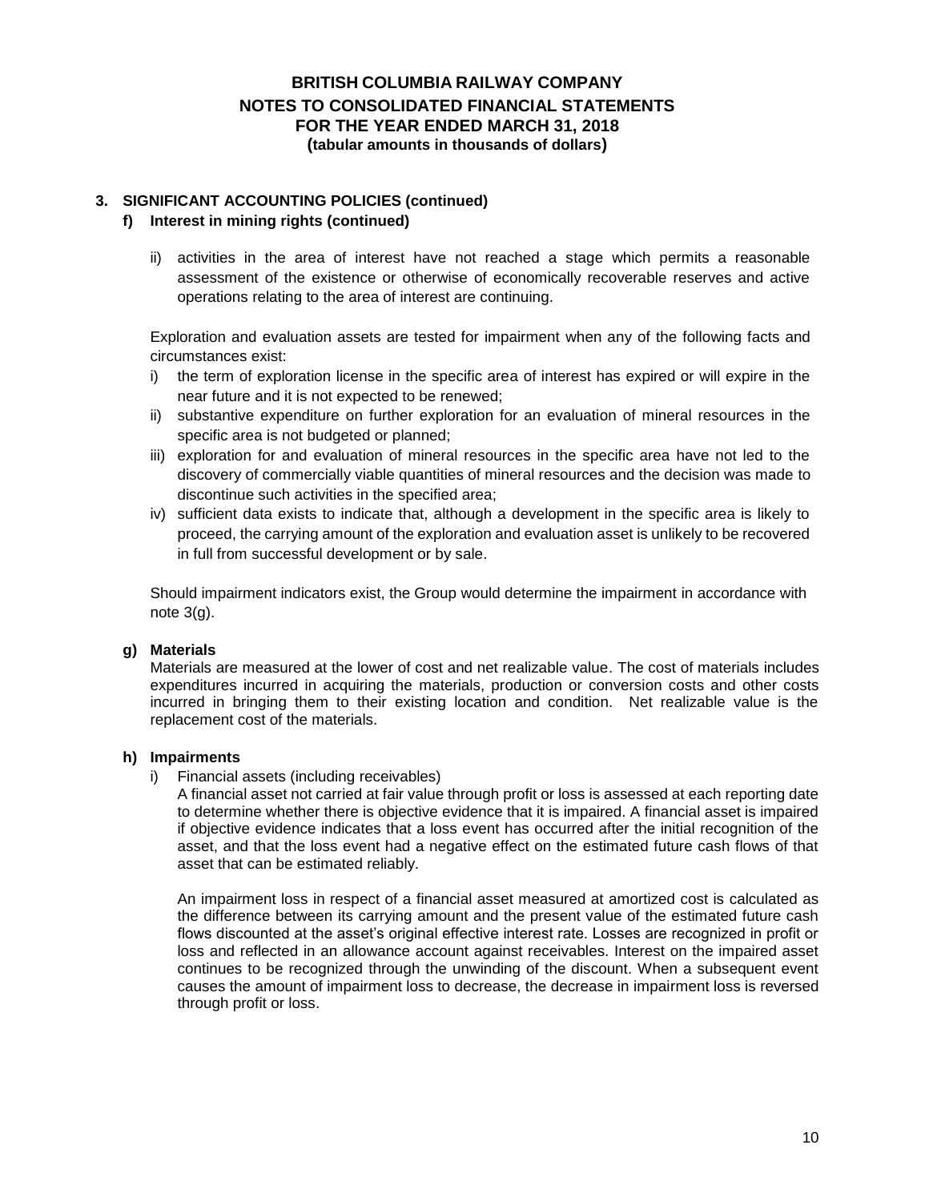## 3. SIGNIFICANT ACCOUNTING POLICIES (continued)

### f) Interest in mining rights (continued)

ii) activities in the area of interest have not reached a stage which permits a reasonable assessment of the existence or otherwise of economically recoverable reserves and active operations relating to the area of interest are continuing.

Exploration and evaluation assets are tested for impairment when any of the following facts and circumstances exist:

i) the term of exploration license in the specific area of interest has expired or will expire in the near future and it is not expected to be renewed;
ii) substantive expenditure on further exploration for an evaluation of mineral resources in the specific area is not budgeted or planned;
iii) exploration for and evaluation of mineral resources in the specific area have not led to the discovery of commercially viable quantities of mineral resources and the decision was made to discontinue such activities in the specified area;
iv) sufficient data exists to indicate that, although a development in the specific area is likely to proceed, the carrying amount of the exploration and evaluation asset is unlikely to be recovered in full from successful development or by sale.

Should impairment indicators exist, the Group would determine the impairment in accordance with note 3(g).

### g) Materials

Materials are measured at the lower of cost and net realizable value. The cost of materials includes expenditures incurred in acquiring the materials, production or conversion costs and other costs incurred in bringing them to their existing location and condition. Net realizable value is the replacement cost of the materials.

### h) Impairments

i) Financial assets (including receivables)

A financial asset not carried at fair value through profit or loss is assessed at each reporting date to determine whether there is objective evidence that it is impaired. A financial asset is impaired if objective evidence indicates that a loss event has occurred after the initial recognition of the asset, and that the loss event had a negative effect on the estimated future cash flows of that asset that can be estimated reliably.

An impairment loss in respect of a financial asset measured at amortized cost is calculated as the difference between its carrying amount and the present value of the estimated future cash flows discounted at the asset's original effective interest rate. Losses are recognized in profit or loss and reflected in an allowance account against receivables. Interest on the impaired asset continues to be recognized through the unwinding of the discount. When a subsequent event causes the amount of impairment loss to decrease, the decrease in impairment loss is reversed through profit or loss.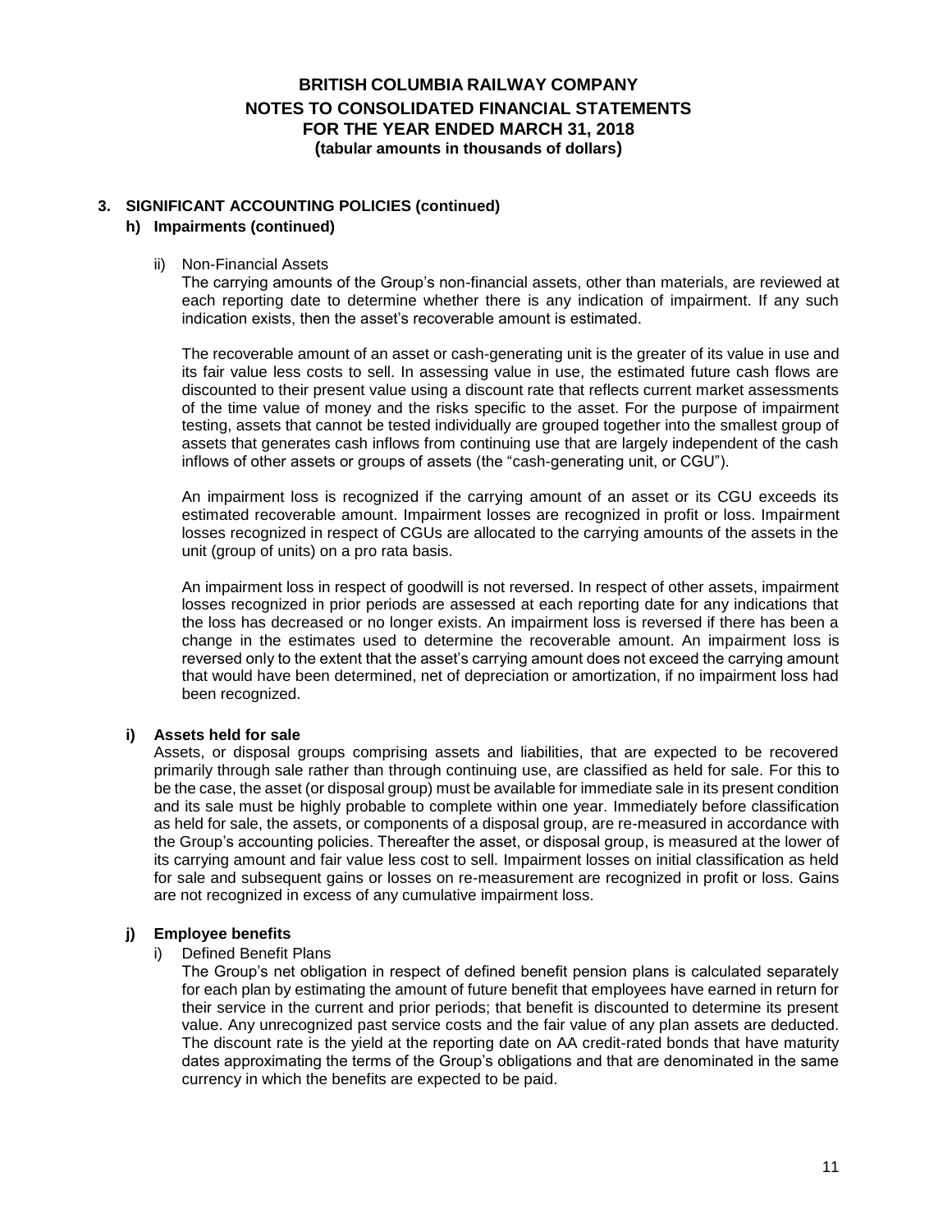## 3. SIGNIFICANT ACCOUNTING POLICIES (continued)

### h) Impairments (continued)

ii) Non-Financial Assets

The carrying amounts of the Group's non-financial assets, other than materials, are reviewed at each reporting date to determine whether there is any indication of impairment. If any such indication exists, then the asset's recoverable amount is estimated.

The recoverable amount of an asset or cash-generating unit is the greater of its value in use and its fair value less costs to sell. In assessing value in use, the estimated future cash flows are discounted to their present value using a discount rate that reflects current market assessments of the time value of money and the risks specific to the asset. For the purpose of impairment testing, assets that cannot be tested individually are grouped together into the smallest group of assets that generates cash inflows from continuing use that are largely independent of the cash inflows of other assets or groups of assets (the "cash-generating unit, or CGU").

An impairment loss is recognized if the carrying amount of an asset or its CGU exceeds its estimated recoverable amount. Impairment losses are recognized in profit or loss. Impairment losses recognized in respect of CGUs are allocated to the carrying amounts of the assets in the unit (group of units) on a pro rata basis.

An impairment loss in respect of goodwill is not reversed. In respect of other assets, impairment losses recognized in prior periods are assessed at each reporting date for any indications that the loss has decreased or no longer exists. An impairment loss is reversed if there has been a change in the estimates used to determine the recoverable amount. An impairment loss is reversed only to the extent that the asset's carrying amount does not exceed the carrying amount that would have been determined, net of depreciation or amortization, if no impairment loss had been recognized.

### i) Assets held for sale

Assets, or disposal groups comprising assets and liabilities, that are expected to be recovered primarily through sale rather than through continuing use, are classified as held for sale. For this to be the case, the asset (or disposal group) must be available for immediate sale in its present condition and its sale must be highly probable to complete within one year. Immediately before classification as held for sale, the assets, or components of a disposal group, are re-measured in accordance with the Group's accounting policies. Thereafter the asset, or disposal group, is measured at the lower of its carrying amount and fair value less cost to sell. Impairment losses on initial classification as held for sale and subsequent gains or losses on re-measurement are recognized in profit or loss. Gains are not recognized in excess of any cumulative impairment loss.

### j) Employee benefits

i) Defined Benefit Plans

The Group's net obligation in respect of defined benefit pension plans is calculated separately for each plan by estimating the amount of future benefit that employees have earned in return for their service in the current and prior periods; that benefit is discounted to determine its present value. Any unrecognized past service costs and the fair value of any plan assets are deducted. The discount rate is the yield at the reporting date on AA credit-rated bonds that have maturity dates approximating the terms of the Group's obligations and that are denominated in the same currency in which the benefits are expected to be paid.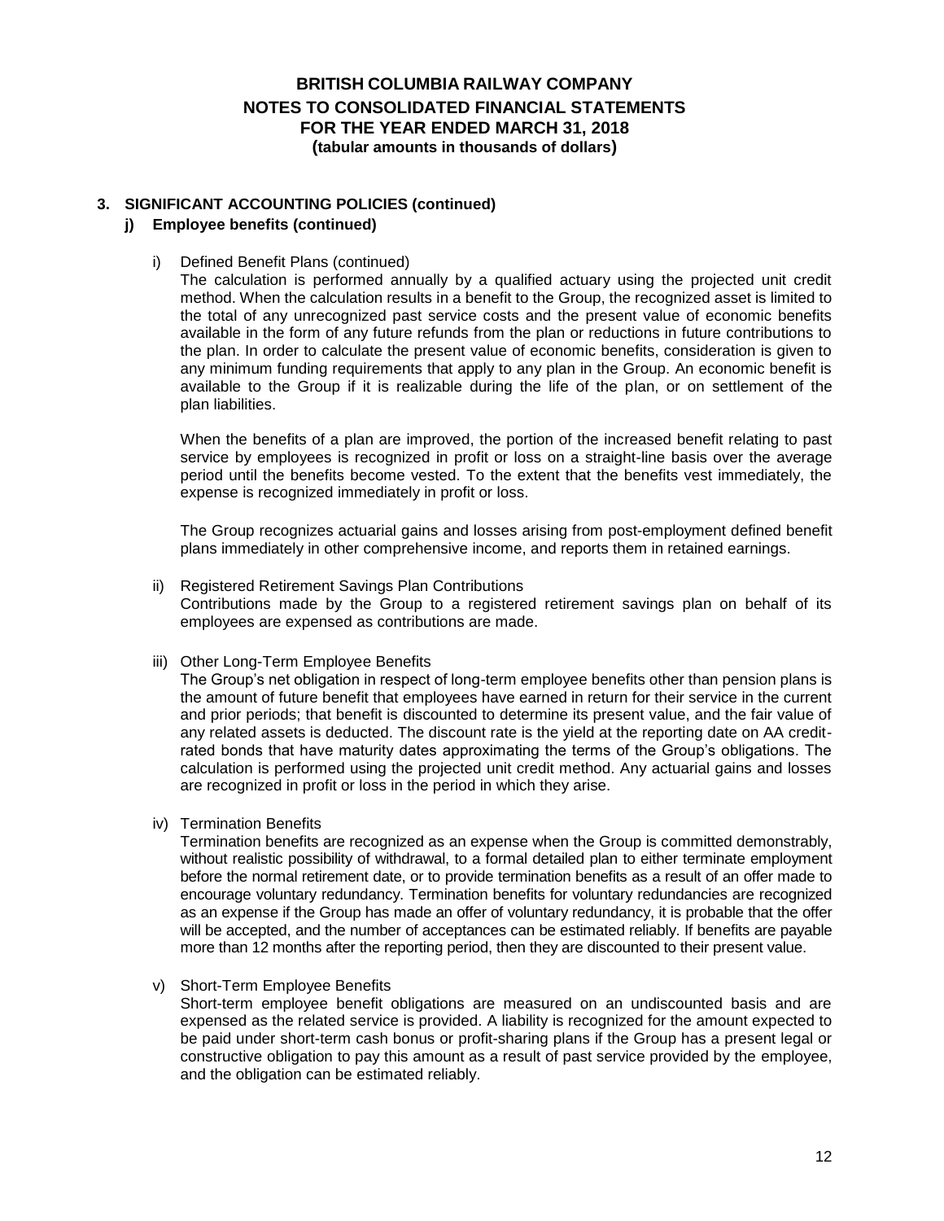# BRITISH COLUMBIA RAILWAY COMPANY
## NOTES TO CONSOLIDATED FINANCIAL STATEMENTS
## FOR THE YEAR ENDED MARCH 31, 2018
**(tabular amounts in thousands of dollars)**

**3. SIGNIFICANT ACCOUNTING POLICIES (continued)**

**j) Employee benefits (continued)**

i) Defined Benefit Plans (continued)

The calculation is performed annually by a qualified actuary using the projected unit credit method. When the calculation results in a benefit to the Group, the recognized asset is limited to the total of any unrecognized past service costs and the present value of economic benefits available in the form of any future refunds from the plan or reductions in future contributions to the plan. In order to calculate the present value of economic benefits, consideration is given to any minimum funding requirements that apply to any plan in the Group. An economic benefit is available to the Group if it is realizable during the life of the plan, or on settlement of the plan liabilities.

When the benefits of a plan are improved, the portion of the increased benefit relating to past service by employees is recognized in profit or loss on a straight-line basis over the average period until the benefits become vested. To the extent that the benefits vest immediately, the expense is recognized immediately in profit or loss.

The Group recognizes actuarial gains and losses arising from post-employment defined benefit plans immediately in other comprehensive income, and reports them in retained earnings.

ii) Registered Retirement Savings Plan Contributions

Contributions made by the Group to a registered retirement savings plan on behalf of its employees are expensed as contributions are made.

iii) Other Long-Term Employee Benefits

The Group's net obligation in respect of long-term employee benefits other than pension plans is the amount of future benefit that employees have earned in return for their service in the current and prior periods; that benefit is discounted to determine its present value, and the fair value of any related assets is deducted. The discount rate is the yield at the reporting date on AA credit-rated bonds that have maturity dates approximating the terms of the Group's obligations. The calculation is performed using the projected unit credit method. Any actuarial gains and losses are recognized in profit or loss in the period in which they arise.

iv) Termination Benefits

Termination benefits are recognized as an expense when the Group is committed demonstrably, without realistic possibility of withdrawal, to a formal detailed plan to either terminate employment before the normal retirement date, or to provide termination benefits as a result of an offer made to encourage voluntary redundancy. Termination benefits for voluntary redundancies are recognized as an expense if the Group has made an offer of voluntary redundancy, it is probable that the offer will be accepted, and the number of acceptances can be estimated reliably. If benefits are payable more than 12 months after the reporting period, then they are discounted to their present value.

v) Short-Term Employee Benefits

Short-term employee benefit obligations are measured on an undiscounted basis and are expensed as the related service is provided. A liability is recognized for the amount expected to be paid under short-term cash bonus or profit-sharing plans if the Group has a present legal or constructive obligation to pay this amount as a result of past service provided by the employee, and the obligation can be estimated reliably.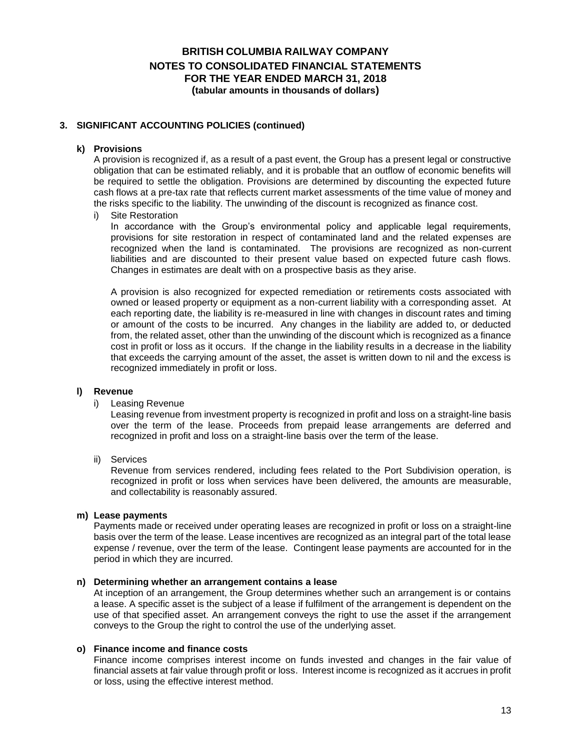## 3. SIGNIFICANT ACCOUNTING POLICIES (continued)

### k) Provisions

A provision is recognized if, as a result of a past event, the Group has a present legal or constructive obligation that can be estimated reliably, and it is probable that an outflow of economic benefits will be required to settle the obligation. Provisions are determined by discounting the expected future cash flows at a pre-tax rate that reflects current market assessments of the time value of money and the risks specific to the liability. The unwinding of the discount is recognized as finance cost.

i) Site Restoration

In accordance with the Group's environmental policy and applicable legal requirements, provisions for site restoration in respect of contaminated land and the related expenses are recognized when the land is contaminated. The provisions are recognized as non-current liabilities and are discounted to their present value based on expected future cash flows. Changes in estimates are dealt with on a prospective basis as they arise.

A provision is also recognized for expected remediation or retirements costs associated with owned or leased property or equipment as a non-current liability with a corresponding asset. At each reporting date, the liability is re-measured in line with changes in discount rates and timing or amount of the costs to be incurred. Any changes in the liability are added to, or deducted from, the related asset, other than the unwinding of the discount which is recognized as a finance cost in profit or loss as it occurs. If the change in the liability results in a decrease in the liability that exceeds the carrying amount of the asset, the asset is written down to nil and the excess is recognized immediately in profit or loss.

### l) Revenue

i) Leasing Revenue

Leasing revenue from investment property is recognized in profit and loss on a straight-line basis over the term of the lease. Proceeds from prepaid lease arrangements are deferred and recognized in profit and loss on a straight-line basis over the term of the lease.

ii) Services

Revenue from services rendered, including fees related to the Port Subdivision operation, is recognized in profit or loss when services have been delivered, the amounts are measurable, and collectability is reasonably assured.

### m) Lease payments

Payments made or received under operating leases are recognized in profit or loss on a straight-line basis over the term of the lease. Lease incentives are recognized as an integral part of the total lease expense / revenue, over the term of the lease. Contingent lease payments are accounted for in the period in which they are incurred.

### n) Determining whether an arrangement contains a lease

At inception of an arrangement, the Group determines whether such an arrangement is or contains a lease. A specific asset is the subject of a lease if fulfilment of the arrangement is dependent on the use of that specified asset. An arrangement conveys the right to use the asset if the arrangement conveys to the Group the right to control the use of the underlying asset.

### o) Finance income and finance costs

Finance income comprises interest income on funds invested and changes in the fair value of financial assets at fair value through profit or loss. Interest income is recognized as it accrues in profit or loss, using the effective interest method.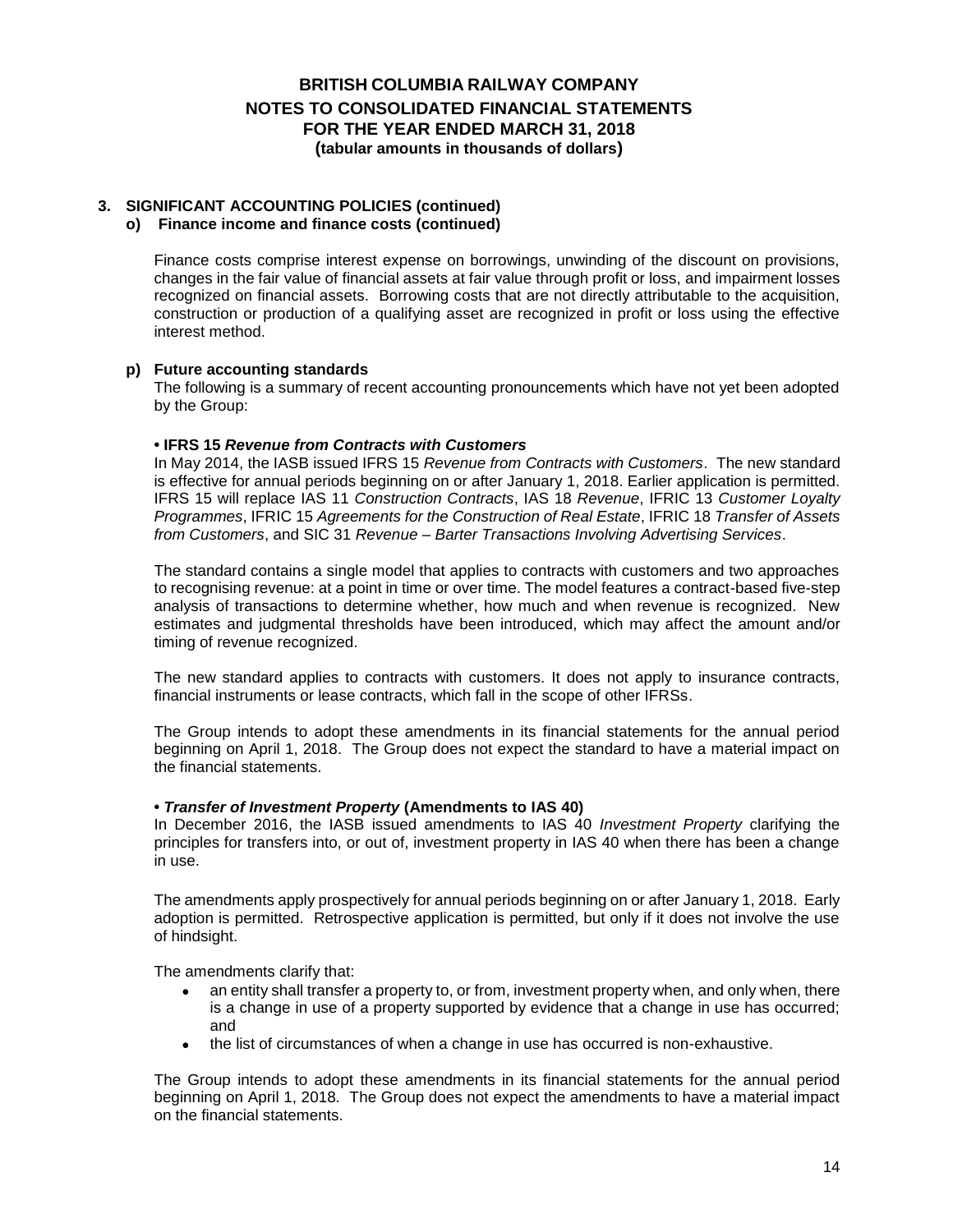## 3. SIGNIFICANT ACCOUNTING POLICIES (continued)

### o) Finance income and finance costs (continued)

Finance costs comprise interest expense on borrowings, unwinding of the discount on provisions, changes in the fair value of financial assets at fair value through profit or loss, and impairment losses recognized on financial assets. Borrowing costs that are not directly attributable to the acquisition, construction or production of a qualifying asset are recognized in profit or loss using the effective interest method.

### p) Future accounting standards

The following is a summary of recent accounting pronouncements which have not yet been adopted by the Group:

**• IFRS 15 *Revenue from Contracts with Customers***

In May 2014, the IASB issued IFRS 15 *Revenue from Contracts with Customers*. The new standard is effective for annual periods beginning on or after January 1, 2018. Earlier application is permitted. IFRS 15 will replace IAS 11 *Construction Contracts*, IAS 18 *Revenue*, IFRIC 13 *Customer Loyalty Programmes*, IFRIC 15 *Agreements for the Construction of Real Estate*, IFRIC 18 *Transfer of Assets from Customers*, and SIC 31 *Revenue – Barter Transactions Involving Advertising Services*.

The standard contains a single model that applies to contracts with customers and two approaches to recognising revenue: at a point in time or over time. The model features a contract-based five-step analysis of transactions to determine whether, how much and when revenue is recognized. New estimates and judgmental thresholds have been introduced, which may affect the amount and/or timing of revenue recognized.

The new standard applies to contracts with customers. It does not apply to insurance contracts, financial instruments or lease contracts, which fall in the scope of other IFRSs.

The Group intends to adopt these amendments in its financial statements for the annual period beginning on April 1, 2018. The Group does not expect the standard to have a material impact on the financial statements.

**• *Transfer of Investment Property* (Amendments to IAS 40)**

In December 2016, the IASB issued amendments to IAS 40 *Investment Property* clarifying the principles for transfers into, or out of, investment property in IAS 40 when there has been a change in use.

The amendments apply prospectively for annual periods beginning on or after January 1, 2018. Early adoption is permitted. Retrospective application is permitted, but only if it does not involve the use of hindsight.

The amendments clarify that:

- an entity shall transfer a property to, or from, investment property when, and only when, there is a change in use of a property supported by evidence that a change in use has occurred; and
- the list of circumstances of when a change in use has occurred is non-exhaustive.

The Group intends to adopt these amendments in its financial statements for the annual period beginning on April 1, 2018. The Group does not expect the amendments to have a material impact on the financial statements.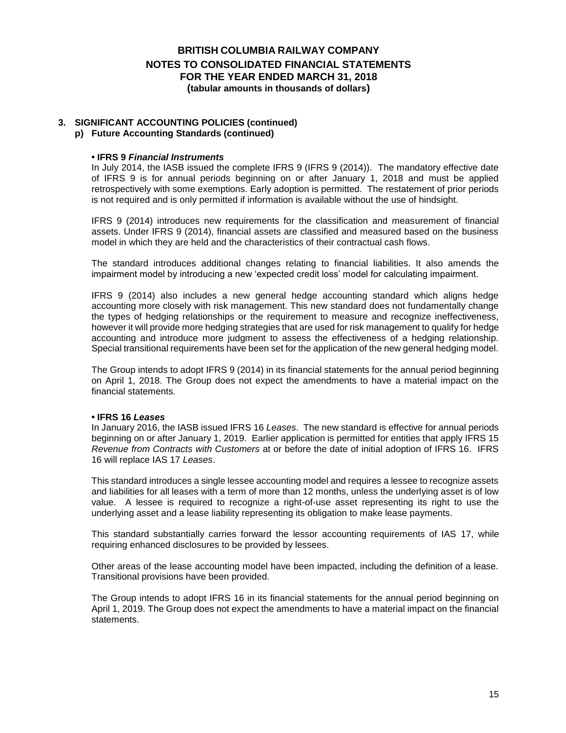## 3. SIGNIFICANT ACCOUNTING POLICIES (continued)

### p) Future Accounting Standards (continued)

**• IFRS 9 *Financial Instruments***

In July 2014, the IASB issued the complete IFRS 9 (IFRS 9 (2014)). The mandatory effective date of IFRS 9 is for annual periods beginning on or after January 1, 2018 and must be applied retrospectively with some exemptions. Early adoption is permitted. The restatement of prior periods is not required and is only permitted if information is available without the use of hindsight.

IFRS 9 (2014) introduces new requirements for the classification and measurement of financial assets. Under IFRS 9 (2014), financial assets are classified and measured based on the business model in which they are held and the characteristics of their contractual cash flows.

The standard introduces additional changes relating to financial liabilities. It also amends the impairment model by introducing a new 'expected credit loss' model for calculating impairment.

IFRS 9 (2014) also includes a new general hedge accounting standard which aligns hedge accounting more closely with risk management. This new standard does not fundamentally change the types of hedging relationships or the requirement to measure and recognize ineffectiveness, however it will provide more hedging strategies that are used for risk management to qualify for hedge accounting and introduce more judgment to assess the effectiveness of a hedging relationship. Special transitional requirements have been set for the application of the new general hedging model.

The Group intends to adopt IFRS 9 (2014) in its financial statements for the annual period beginning on April 1, 2018. The Group does not expect the amendments to have a material impact on the financial statements.

**• IFRS 16 *Leases***

In January 2016, the IASB issued IFRS 16 *Leases*. The new standard is effective for annual periods beginning on or after January 1, 2019. Earlier application is permitted for entities that apply IFRS 15 *Revenue from Contracts with Customers* at or before the date of initial adoption of IFRS 16. IFRS 16 will replace IAS 17 *Leases*.

This standard introduces a single lessee accounting model and requires a lessee to recognize assets and liabilities for all leases with a term of more than 12 months, unless the underlying asset is of low value. A lessee is required to recognize a right-of-use asset representing its right to use the underlying asset and a lease liability representing its obligation to make lease payments.

This standard substantially carries forward the lessor accounting requirements of IAS 17, while requiring enhanced disclosures to be provided by lessees.

Other areas of the lease accounting model have been impacted, including the definition of a lease. Transitional provisions have been provided.

The Group intends to adopt IFRS 16 in its financial statements for the annual period beginning on April 1, 2019. The Group does not expect the amendments to have a material impact on the financial statements.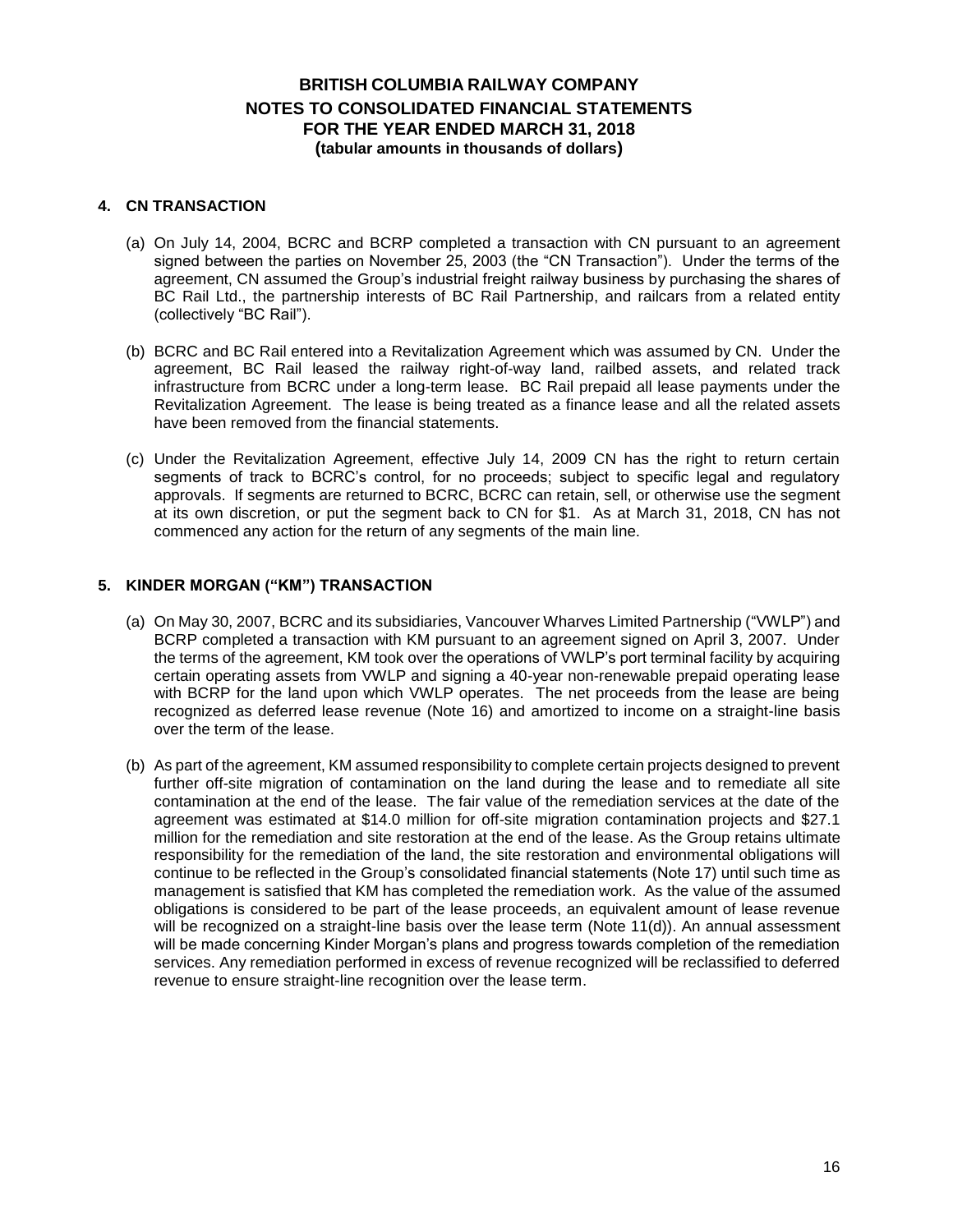## 4. CN TRANSACTION

(a) On July 14, 2004, BCRC and BCRP completed a transaction with CN pursuant to an agreement signed between the parties on November 25, 2003 (the "CN Transaction"). Under the terms of the agreement, CN assumed the Group's industrial freight railway business by purchasing the shares of BC Rail Ltd., the partnership interests of BC Rail Partnership, and railcars from a related entity (collectively "BC Rail").

(b) BCRC and BC Rail entered into a Revitalization Agreement which was assumed by CN. Under the agreement, BC Rail leased the railway right-of-way land, railbed assets, and related track infrastructure from BCRC under a long-term lease. BC Rail prepaid all lease payments under the Revitalization Agreement. The lease is being treated as a finance lease and all the related assets have been removed from the financial statements.

(c) Under the Revitalization Agreement, effective July 14, 2009 CN has the right to return certain segments of track to BCRC's control, for no proceeds; subject to specific legal and regulatory approvals. If segments are returned to BCRC, BCRC can retain, sell, or otherwise use the segment at its own discretion, or put the segment back to CN for $1. As at March 31, 2018, CN has not commenced any action for the return of any segments of the main line.

## 5. KINDER MORGAN ("KM") TRANSACTION

(a) On May 30, 2007, BCRC and its subsidiaries, Vancouver Wharves Limited Partnership ("VWLP") and BCRP completed a transaction with KM pursuant to an agreement signed on April 3, 2007. Under the terms of the agreement, KM took over the operations of VWLP's port terminal facility by acquiring certain operating assets from VWLP and signing a 40-year non-renewable prepaid operating lease with BCRP for the land upon which VWLP operates. The net proceeds from the lease are being recognized as deferred lease revenue (Note 16) and amortized to income on a straight-line basis over the term of the lease.

(b) As part of the agreement, KM assumed responsibility to complete certain projects designed to prevent further off-site migration of contamination on the land during the lease and to remediate all site contamination at the end of the lease. The fair value of the remediation services at the date of the agreement was estimated at $14.0 million for off-site migration contamination projects and $27.1 million for the remediation and site restoration at the end of the lease. As the Group retains ultimate responsibility for the remediation of the land, the site restoration and environmental obligations will continue to be reflected in the Group's consolidated financial statements (Note 17) until such time as management is satisfied that KM has completed the remediation work. As the value of the assumed obligations is considered to be part of the lease proceeds, an equivalent amount of lease revenue will be recognized on a straight-line basis over the lease term (Note 11(d)). An annual assessment will be made concerning Kinder Morgan's plans and progress towards completion of the remediation services. Any remediation performed in excess of revenue recognized will be reclassified to deferred revenue to ensure straight-line recognition over the lease term.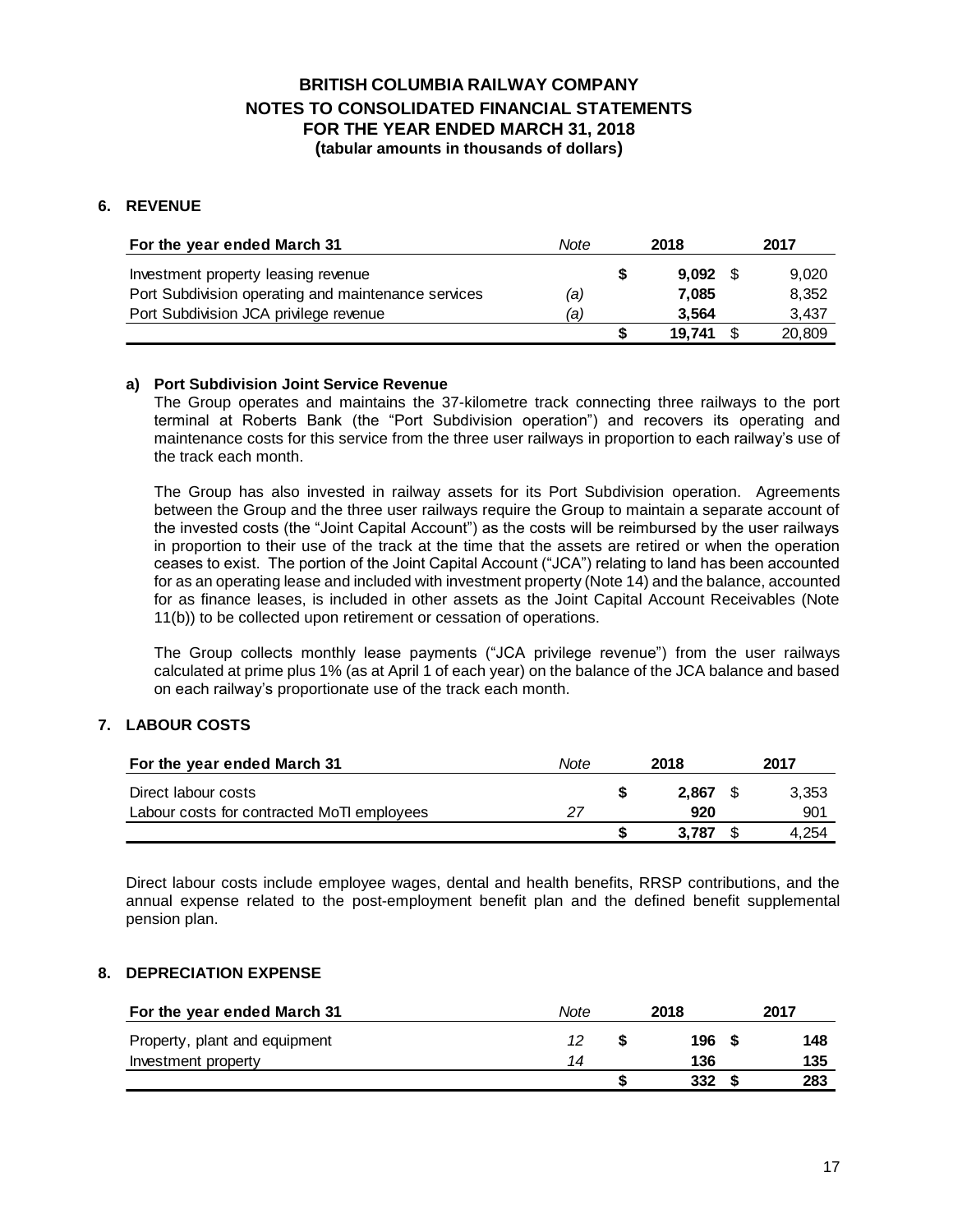# BRITISH COLUMBIA RAILWAY COMPANY
## NOTES TO CONSOLIDATED FINANCIAL STATEMENTS
## FOR THE YEAR ENDED MARCH 31, 2018
### (tabular amounts in thousands of dollars)

## 6. REVENUE

| For the year ended March 31 | Note | 2018 | 2017 |
|---|---|---|---|
| Investment property leasing revenue | | **$ 9,092** | $ 9,020 |
| Port Subdivision operating and maintenance services | *(a)* | **7,085** | 8,352 |
| Port Subdivision JCA privilege revenue | *(a)* | **3,564** | 3,437 |
| | | **$ 19,741** | $ 20,809 |

### a) Port Subdivision Joint Service Revenue

The Group operates and maintains the 37-kilometre track connecting three railways to the port terminal at Roberts Bank (the "Port Subdivision operation") and recovers its operating and maintenance costs for this service from the three user railways in proportion to each railway's use of the track each month.

The Group has also invested in railway assets for its Port Subdivision operation. Agreements between the Group and the three user railways require the Group to maintain a separate account of the invested costs (the "Joint Capital Account") as the costs will be reimbursed by the user railways in proportion to their use of the track at the time that the assets are retired or when the operation ceases to exist. The portion of the Joint Capital Account ("JCA") relating to land has been accounted for as an operating lease and included with investment property (Note 14) and the balance, accounted for as finance leases, is included in other assets as the Joint Capital Account Receivables (Note 11(b)) to be collected upon retirement or cessation of operations.

The Group collects monthly lease payments ("JCA privilege revenue") from the user railways calculated at prime plus 1% (as at April 1 of each year) on the balance of the JCA balance and based on each railway's proportionate use of the track each month.

## 7. LABOUR COSTS

| For the year ended March 31 | Note | 2018 | 2017 |
|---|---|---|---|
| Direct labour costs | | **$ 2,867** | $ 3,353 |
| Labour costs for contracted MoTI employees | *27* | **920** | 901 |
| | | **$ 3,787** | $ 4,254 |

Direct labour costs include employee wages, dental and health benefits, RRSP contributions, and the annual expense related to the post-employment benefit plan and the defined benefit supplemental pension plan.

## 8. DEPRECIATION EXPENSE

| For the year ended March 31 | Note | 2018 | 2017 |
|---|---|---|---|
| Property, plant and equipment | *12* | **$ 196** | **$ 148** |
| Investment property | *14* | **136** | **135** |
| | | **$ 332** | **$ 283** |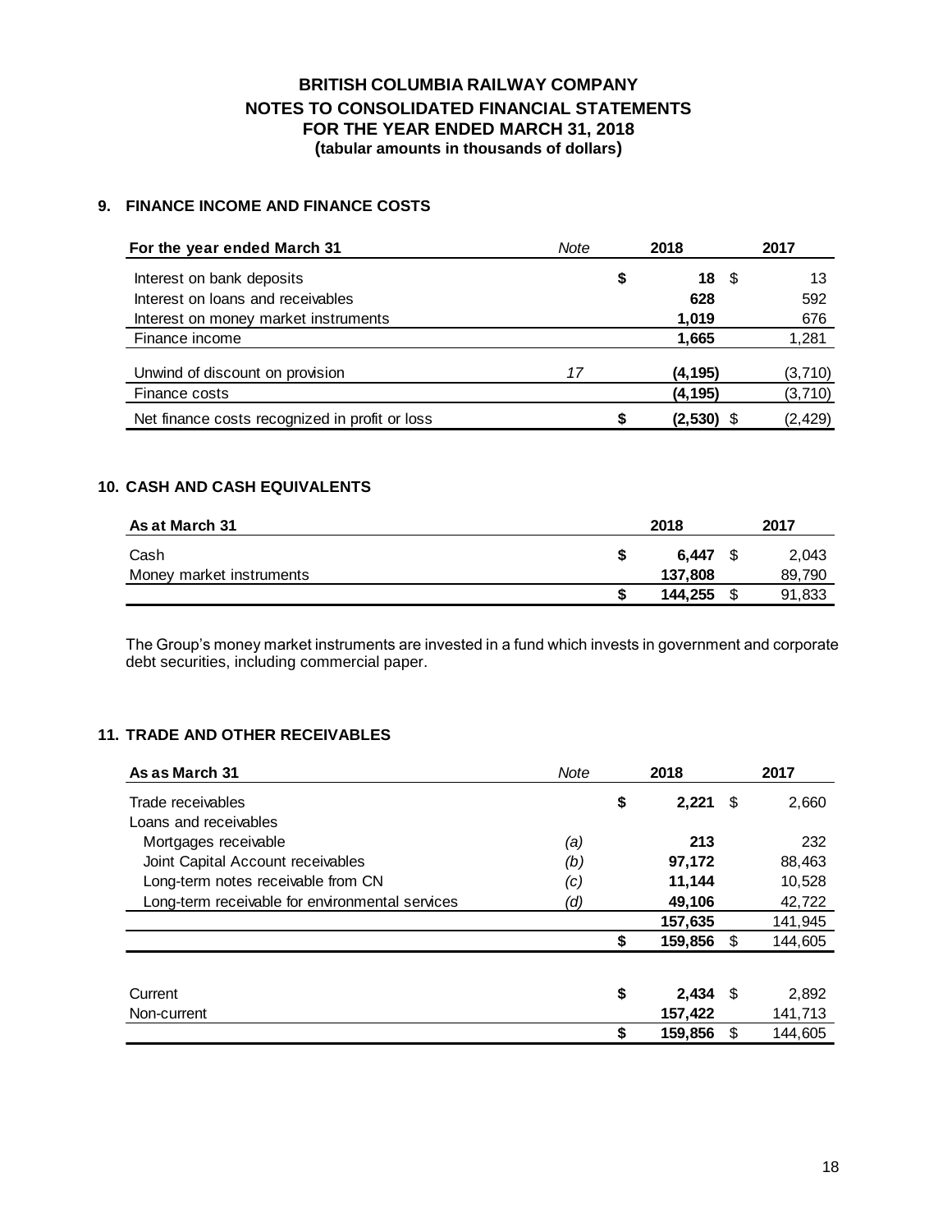**BRITISH COLUMBIA RAILWAY COMPANY**
**NOTES TO CONSOLIDATED FINANCIAL STATEMENTS**
**FOR THE YEAR ENDED MARCH 31, 2018**
**(tabular amounts in thousands of dollars)**

## 9. FINANCE INCOME AND FINANCE COSTS

| For the year ended March 31 | *Note* | 2018 | 2017 |
|---|---|---|---|
| Interest on bank deposits | | **$ 18** | $ 13 |
| Interest on loans and receivables | | **628** | 592 |
| Interest on money market instruments | | **1,019** | 676 |
| Finance income | | **1,665** | 1,281 |
| Unwind of discount on provision | 17 | **(4,195)** | (3,710) |
| Finance costs | | **(4,195)** | (3,710) |
| Net finance costs recognized in profit or loss | | **$ (2,530)** | $ (2,429) |

## 10. CASH AND CASH EQUIVALENTS

| As at March 31 | 2018 | 2017 |
|---|---|---|
| Cash | **$ 6,447** | $ 2,043 |
| Money market instruments | **137,808** | 89,790 |
| | **$ 144,255** | $ 91,833 |

The Group's money market instruments are invested in a fund which invests in government and corporate debt securities, including commercial paper.

## 11. TRADE AND OTHER RECEIVABLES

| As as March 31 | *Note* | 2018 | 2017 |
|---|---|---|---|
| Trade receivables | | **$ 2,221** | $ 2,660 |
| Loans and receivables | | | |
| Mortgages receivable | *(a)* | **213** | 232 |
| Joint Capital Account receivables | *(b)* | **97,172** | 88,463 |
| Long-term notes receivable from CN | *(c)* | **11,144** | 10,528 |
| Long-term receivable for environmental services | *(d)* | **49,106** | 42,722 |
| | | **157,635** | 141,945 |
| | | **$ 159,856** | $ 144,605 |
| Current | | **$ 2,434** | $ 2,892 |
| Non-current | | **157,422** | 141,713 |
| | | **$ 159,856** | $ 144,605 |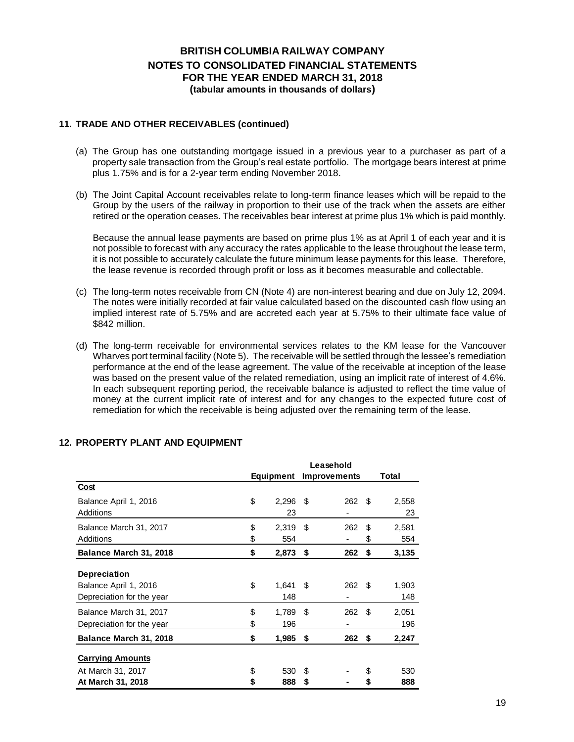## 11. TRADE AND OTHER RECEIVABLES (continued)

(a) The Group has one outstanding mortgage issued in a previous year to a purchaser as part of a property sale transaction from the Group's real estate portfolio. The mortgage bears interest at prime plus 1.75% and is for a 2-year term ending November 2018.

(b) The Joint Capital Account receivables relate to long-term finance leases which will be repaid to the Group by the users of the railway in proportion to their use of the track when the assets are either retired or the operation ceases. The receivables bear interest at prime plus 1% which is paid monthly.

Because the annual lease payments are based on prime plus 1% as at April 1 of each year and it is not possible to forecast with any accuracy the rates applicable to the lease throughout the lease term, it is not possible to accurately calculate the future minimum lease payments for this lease. Therefore, the lease revenue is recorded through profit or loss as it becomes measurable and collectable.

(c) The long-term notes receivable from CN (Note 4) are non-interest bearing and due on July 12, 2094. The notes were initially recorded at fair value calculated based on the discounted cash flow using an implied interest rate of 5.75% and are accreted each year at 5.75% to their ultimate face value of \$842 million.

(d) The long-term receivable for environmental services relates to the KM lease for the Vancouver Wharves port terminal facility (Note 5). The receivable will be settled through the lessee's remediation performance at the end of the lease agreement. The value of the receivable at inception of the lease was based on the present value of the related remediation, using an implicit rate of interest of 4.6%. In each subsequent reporting period, the receivable balance is adjusted to reflect the time value of money at the current implicit rate of interest and for any changes to the expected future cost of remediation for which the receivable is being adjusted over the remaining term of the lease.

## 12. PROPERTY PLANT AND EQUIPMENT

| | Equipment | Leasehold Improvements | Total |
|---|---|---|---|
| **Cost** | | | |
| Balance April 1, 2016 | \$ 2,296 | \$ 262 | \$ 2,558 |
| Additions | 23 | - | 23 |
| Balance March 31, 2017 | \$ 2,319 | \$ 262 | \$ 2,581 |
| Additions | \$ 554 | - | \$ 554 |
| **Balance March 31, 2018** | **\$ 2,873** | **\$ 262** | **\$ 3,135** |
| **Depreciation** | | | |
| Balance April 1, 2016 | \$ 1,641 | \$ 262 | \$ 1,903 |
| Depreciation for the year | 148 | - | 148 |
| Balance March 31, 2017 | \$ 1,789 | \$ 262 | \$ 2,051 |
| Depreciation for the year | \$ 196 | - | 196 |
| **Balance March 31, 2018** | **\$ 1,985** | **\$ 262** | **\$ 2,247** |
| **Carrying Amounts** | | | |
| At March 31, 2017 | \$ 530 | \$ - | \$ 530 |
| **At March 31, 2018** | **\$ 888** | **\$ -** | **\$ 888** |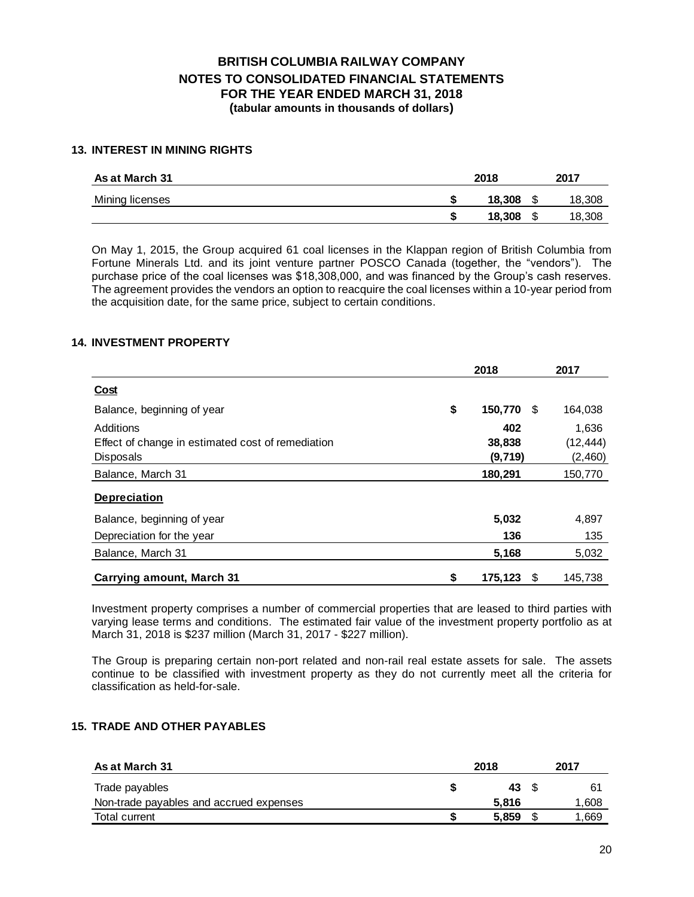# BRITISH COLUMBIA RAILWAY COMPANY
## NOTES TO CONSOLIDATED FINANCIAL STATEMENTS
## FOR THE YEAR ENDED MARCH 31, 2018
**(tabular amounts in thousands of dollars)**

### 13. INTEREST IN MINING RIGHTS

| As at March 31 | 2018 | 2017 |
|---|---|---|
| Mining licenses | **$ 18,308** | $ 18,308 |
| | **$ 18,308** | $ 18,308 |

On May 1, 2015, the Group acquired 61 coal licenses in the Klappan region of British Columbia from Fortune Minerals Ltd. and its joint venture partner POSCO Canada (together, the "vendors"). The purchase price of the coal licenses was $18,308,000, and was financed by the Group's cash reserves. The agreement provides the vendors an option to reacquire the coal licenses within a 10-year period from the acquisition date, for the same price, subject to certain conditions.

### 14. INVESTMENT PROPERTY

| | 2018 | 2017 |
|---|---|---|
| **Cost** | | |
| Balance, beginning of year | **$ 150,770** | $ 164,038 |
| Additions | **402** | 1,636 |
| Effect of change in estimated cost of remediation | **38,838** | (12,444) |
| Disposals | **(9,719)** | (2,460) |
| Balance, March 31 | **180,291** | 150,770 |
| **Depreciation** | | |
| Balance, beginning of year | **5,032** | 4,897 |
| Depreciation for the year | **136** | 135 |
| Balance, March 31 | **5,168** | 5,032 |
| **Carrying amount, March 31** | **$ 175,123** | $ 145,738 |

Investment property comprises a number of commercial properties that are leased to third parties with varying lease terms and conditions. The estimated fair value of the investment property portfolio as at March 31, 2018 is $237 million (March 31, 2017 - $227 million).

The Group is preparing certain non-port related and non-rail real estate assets for sale. The assets continue to be classified with investment property as they do not currently meet all the criteria for classification as held-for-sale.

### 15. TRADE AND OTHER PAYABLES

| As at March 31 | 2018 | 2017 |
|---|---|---|
| Trade payables | **$ 43** | $ 61 |
| Non-trade payables and accrued expenses | **5,816** | 1,608 |
| Total current | **$ 5,859** | $ 1,669 |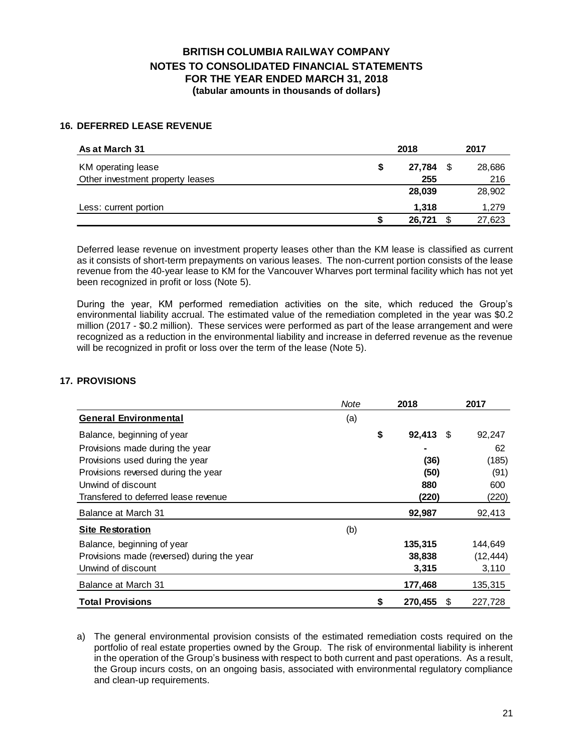# BRITISH COLUMBIA RAILWAY COMPANY
## NOTES TO CONSOLIDATED FINANCIAL STATEMENTS
## FOR THE YEAR ENDED MARCH 31, 2018
**(tabular amounts in thousands of dollars)**

### 16. DEFERRED LEASE REVENUE

| As at March 31 | 2018 | 2017 |
|---|---|---|
| KM operating lease | $ **27,784** | $ 28,686 |
| Other investment property leases | **255** | 216 |
| | **28,039** | 28,902 |
| Less: current portion | **1,318** | 1,279 |
| | $ **26,721** | $ 27,623 |

Deferred lease revenue on investment property leases other than the KM lease is classified as current as it consists of short-term prepayments on various leases. The non-current portion consists of the lease revenue from the 40-year lease to KM for the Vancouver Wharves port terminal facility which has not yet been recognized in profit or loss (Note 5).

During the year, KM performed remediation activities on the site, which reduced the Group's environmental liability accrual. The estimated value of the remediation completed in the year was $0.2 million (2017 - $0.2 million). These services were performed as part of the lease arrangement and were recognized as a reduction in the environmental liability and increase in deferred revenue as the revenue will be recognized in profit or loss over the term of the lease (Note 5).

### 17. PROVISIONS

| | *Note* | 2018 | 2017 |
|---|---|---|---|
| **General Environmental** | (a) | | |
| Balance, beginning of year | | $ **92,413** | $ 92,247 |
| Provisions made during the year | | **-** | 62 |
| Provisions used during the year | | **(36)** | (185) |
| Provisions reversed during the year | | **(50)** | (91) |
| Unwind of discount | | **880** | 600 |
| Transfered to deferred lease revenue | | **(220)** | (220) |
| Balance at March 31 | | **92,987** | 92,413 |
| **Site Restoration** | (b) | | |
| Balance, beginning of year | | **135,315** | 144,649 |
| Provisions made (reversed) during the year | | **38,838** | (12,444) |
| Unwind of discount | | **3,315** | 3,110 |
| Balance at March 31 | | **177,468** | 135,315 |
| **Total Provisions** | | $ **270,455** | $ 227,728 |

a) The general environmental provision consists of the estimated remediation costs required on the portfolio of real estate properties owned by the Group. The risk of environmental liability is inherent in the operation of the Group's business with respect to both current and past operations. As a result, the Group incurs costs, on an ongoing basis, associated with environmental regulatory compliance and clean-up requirements.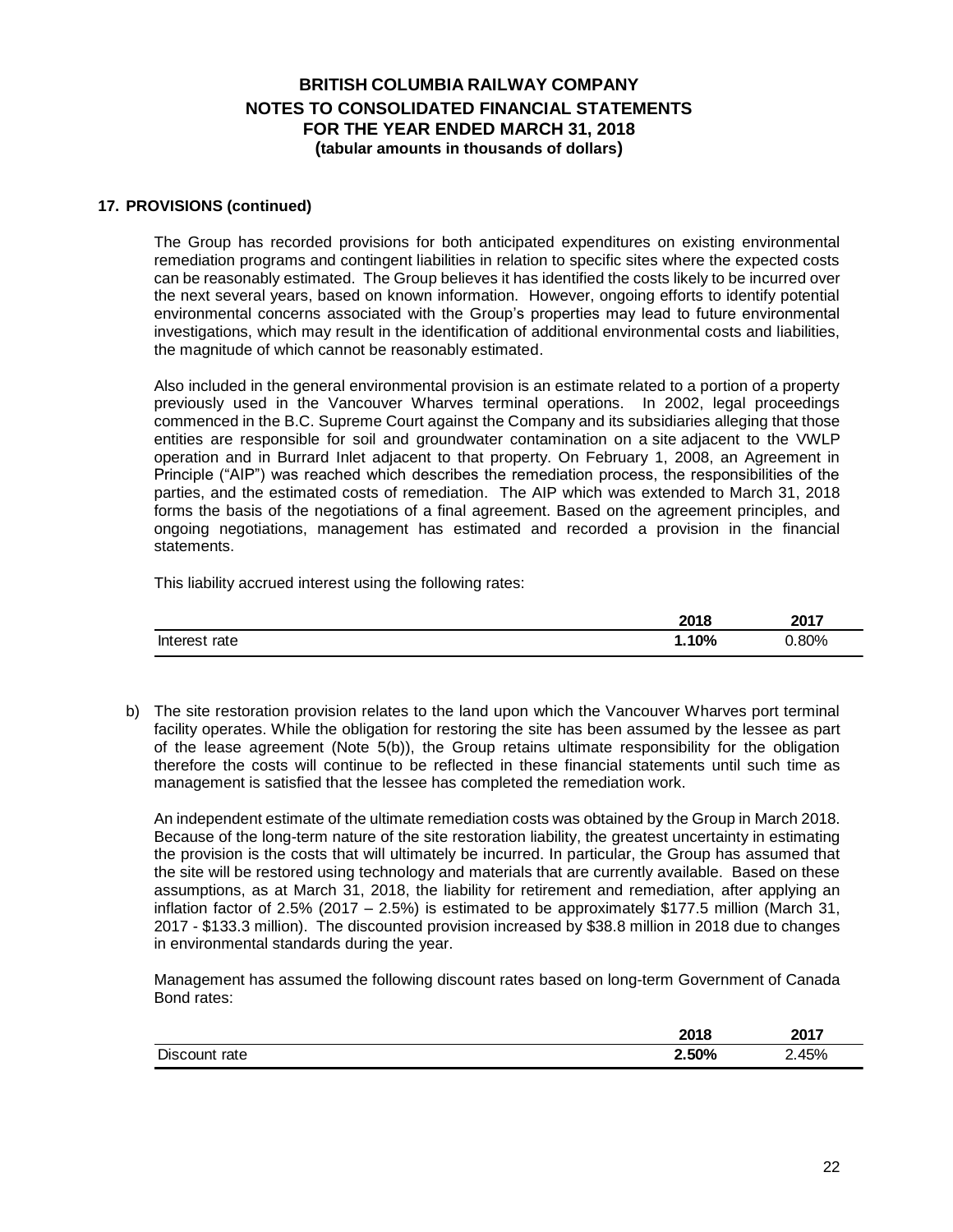## 17. PROVISIONS (continued)

The Group has recorded provisions for both anticipated expenditures on existing environmental remediation programs and contingent liabilities in relation to specific sites where the expected costs can be reasonably estimated. The Group believes it has identified the costs likely to be incurred over the next several years, based on known information. However, ongoing efforts to identify potential environmental concerns associated with the Group's properties may lead to future environmental investigations, which may result in the identification of additional environmental costs and liabilities, the magnitude of which cannot be reasonably estimated.

Also included in the general environmental provision is an estimate related to a portion of a property previously used in the Vancouver Wharves terminal operations. In 2002, legal proceedings commenced in the B.C. Supreme Court against the Company and its subsidiaries alleging that those entities are responsible for soil and groundwater contamination on a site adjacent to the VWLP operation and in Burrard Inlet adjacent to that property. On February 1, 2008, an Agreement in Principle ("AIP") was reached which describes the remediation process, the responsibilities of the parties, and the estimated costs of remediation. The AIP which was extended to March 31, 2018 forms the basis of the negotiations of a final agreement. Based on the agreement principles, and ongoing negotiations, management has estimated and recorded a provision in the financial statements.

This liability accrued interest using the following rates:

| | **2018** | **2017** |
|---|---|---|
| Interest rate | **1.10%** | 0.80% |

b) The site restoration provision relates to the land upon which the Vancouver Wharves port terminal facility operates. While the obligation for restoring the site has been assumed by the lessee as part of the lease agreement (Note 5(b)), the Group retains ultimate responsibility for the obligation therefore the costs will continue to be reflected in these financial statements until such time as management is satisfied that the lessee has completed the remediation work.

An independent estimate of the ultimate remediation costs was obtained by the Group in March 2018. Because of the long-term nature of the site restoration liability, the greatest uncertainty in estimating the provision is the costs that will ultimately be incurred. In particular, the Group has assumed that the site will be restored using technology and materials that are currently available. Based on these assumptions, as at March 31, 2018, the liability for retirement and remediation, after applying an inflation factor of 2.5% (2017 – 2.5%) is estimated to be approximately \$177.5 million (March 31, 2017 - \$133.3 million). The discounted provision increased by \$38.8 million in 2018 due to changes in environmental standards during the year.

Management has assumed the following discount rates based on long-term Government of Canada Bond rates:

| | **2018** | **2017** |
|---|---|---|
| Discount rate | **2.50%** | 2.45% |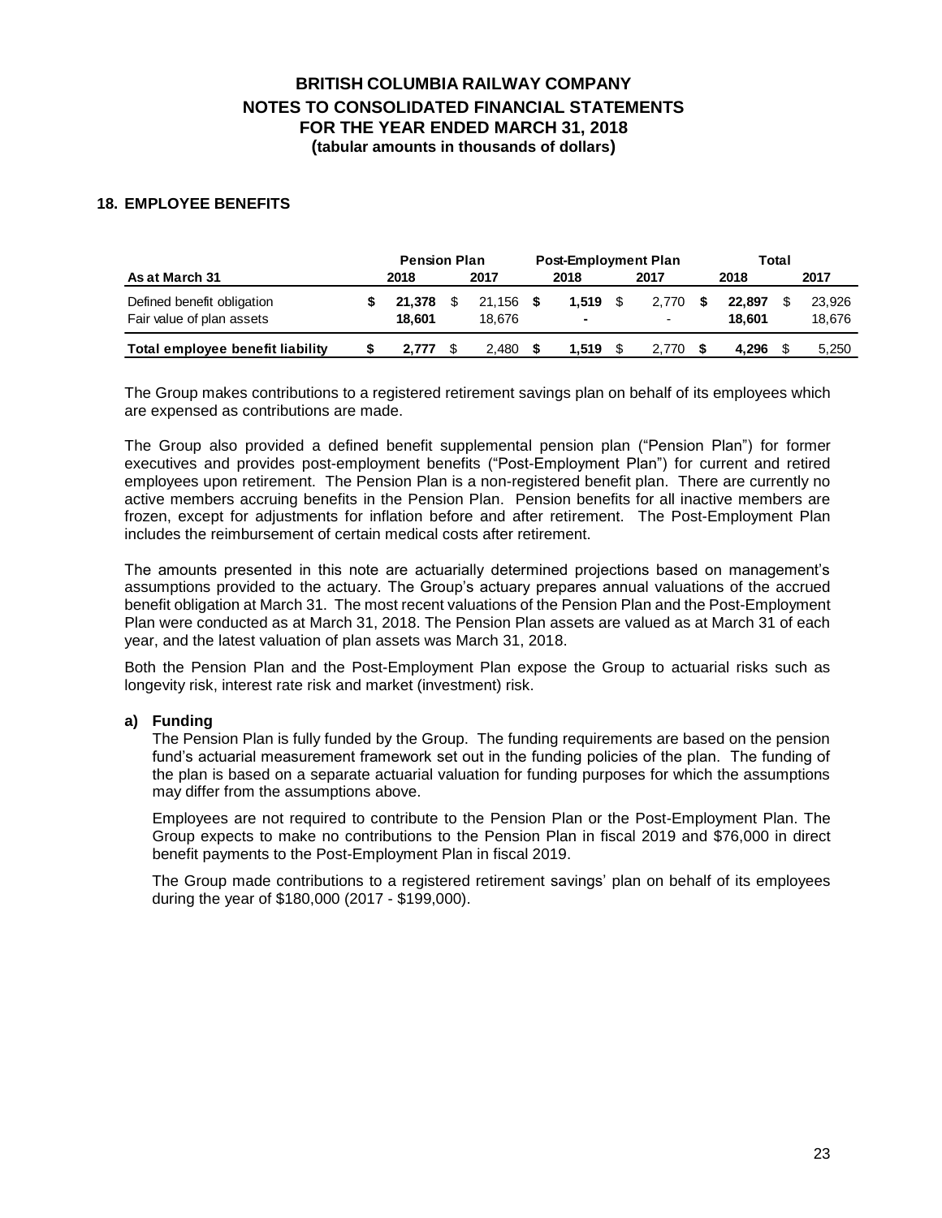# BRITISH COLUMBIA RAILWAY COMPANY
## NOTES TO CONSOLIDATED FINANCIAL STATEMENTS
## FOR THE YEAR ENDED MARCH 31, 2018
**(tabular amounts in thousands of dollars)**

### 18. EMPLOYEE BENEFITS

| | Pension Plan | | Post-Employment Plan | | Total | |
|---|---|---|---|---|---|---|
| **As at March 31** | **2018** | **2017** | **2018** | **2017** | **2018** | **2017** |
| Defined benefit obligation | **$ 21,378** | $ 21,156 | **$ 1,519** | $ 2,770 | **$ 22,897** | $ 23,926 |
| Fair value of plan assets | **18,601** | 18,676 | **-** | - | **18,601** | 18,676 |
| **Total employee benefit liability** | **$ 2,777** | $ 2,480 | **$ 1,519** | $ 2,770 | **$ 4,296** | $ 5,250 |

The Group makes contributions to a registered retirement savings plan on behalf of its employees which are expensed as contributions are made.

The Group also provided a defined benefit supplemental pension plan ("Pension Plan") for former executives and provides post-employment benefits ("Post-Employment Plan") for current and retired employees upon retirement. The Pension Plan is a non-registered benefit plan. There are currently no active members accruing benefits in the Pension Plan. Pension benefits for all inactive members are frozen, except for adjustments for inflation before and after retirement. The Post-Employment Plan includes the reimbursement of certain medical costs after retirement.

The amounts presented in this note are actuarially determined projections based on management's assumptions provided to the actuary. The Group's actuary prepares annual valuations of the accrued benefit obligation at March 31. The most recent valuations of the Pension Plan and the Post-Employment Plan were conducted as at March 31, 2018. The Pension Plan assets are valued as at March 31 of each year, and the latest valuation of plan assets was March 31, 2018.

Both the Pension Plan and the Post-Employment Plan expose the Group to actuarial risks such as longevity risk, interest rate risk and market (investment) risk.

**a) Funding**

The Pension Plan is fully funded by the Group. The funding requirements are based on the pension fund's actuarial measurement framework set out in the funding policies of the plan. The funding of the plan is based on a separate actuarial valuation for funding purposes for which the assumptions may differ from the assumptions above.

Employees are not required to contribute to the Pension Plan or the Post-Employment Plan. The Group expects to make no contributions to the Pension Plan in fiscal 2019 and $76,000 in direct benefit payments to the Post-Employment Plan in fiscal 2019.

The Group made contributions to a registered retirement savings' plan on behalf of its employees during the year of $180,000 (2017 - $199,000).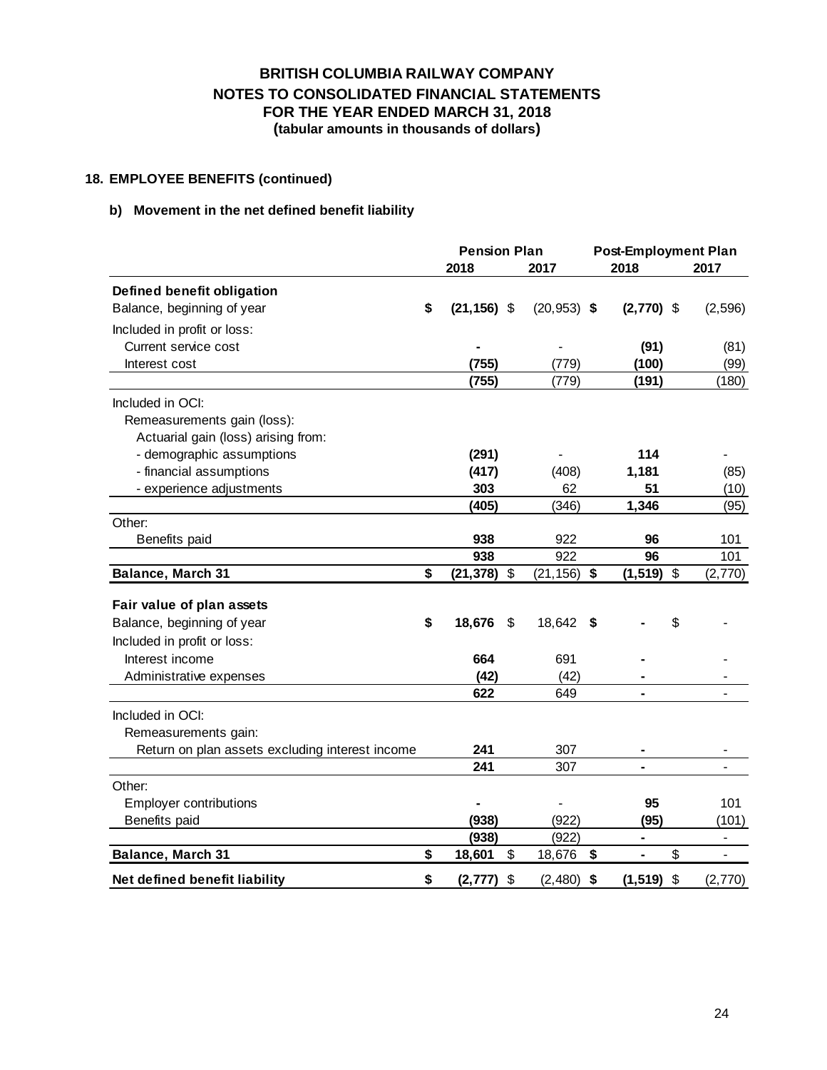**BRITISH COLUMBIA RAILWAY COMPANY**
**NOTES TO CONSOLIDATED FINANCIAL STATEMENTS**
**FOR THE YEAR ENDED MARCH 31, 2018**
**(tabular amounts in thousands of dollars)**

## 18. EMPLOYEE BENEFITS (continued)

### b) Movement in the net defined benefit liability

| | Pension Plan | | Post-Employment Plan | |
|---|---|---|---|---|
| | **2018** | **2017** | **2018** | **2017** |
| **Defined benefit obligation** | | | | |
| Balance, beginning of year | **$ (21,156)** | $ (20,953) | **$ (2,770)** | $ (2,596) |
| Included in profit or loss: | | | | |
| Current service cost | **-** | - | **(91)** | (81) |
| Interest cost | **(755)** | (779) | **(100)** | (99) |
| | **(755)** | (779) | **(191)** | (180) |
| Included in OCI: | | | | |
| Remeasurements gain (loss): | | | | |
| Actuarial gain (loss) arising from: | | | | |
| - demographic assumptions | **(291)** | - | **114** | - |
| - financial assumptions | **(417)** | (408) | **1,181** | (85) |
| - experience adjustments | **303** | 62 | **51** | (10) |
| | **(405)** | (346) | **1,346** | (95) |
| Other: | | | | |
| Benefits paid | **938** | 922 | **96** | 101 |
| | **938** | 922 | **96** | 101 |
| **Balance, March 31** | **$ (21,378)** | $ (21,156) | **$ (1,519)** | $ (2,770) |
| **Fair value of plan assets** | | | | |
| Balance, beginning of year | **$ 18,676** | $ 18,642 | **$ -** | $ - |
| Included in profit or loss: | | | | |
| Interest income | **664** | 691 | **-** | - |
| Administrative expenses | **(42)** | (42) | **-** | - |
| | **622** | 649 | **-** | - |
| Included in OCI: | | | | |
| Remeasurements gain: | | | | |
| Return on plan assets excluding interest income | **241** | 307 | **-** | - |
| | **241** | 307 | **-** | - |
| Other: | | | | |
| Employer contributions | **-** | - | **95** | 101 |
| Benefits paid | **(938)** | (922) | **(95)** | (101) |
| | **(938)** | (922) | **-** | - |
| **Balance, March 31** | **$ 18,601** | $ 18,676 | **$ -** | $ - |
| **Net defined benefit liability** | **$ (2,777)** | $ (2,480) | **$ (1,519)** | $ (2,770) |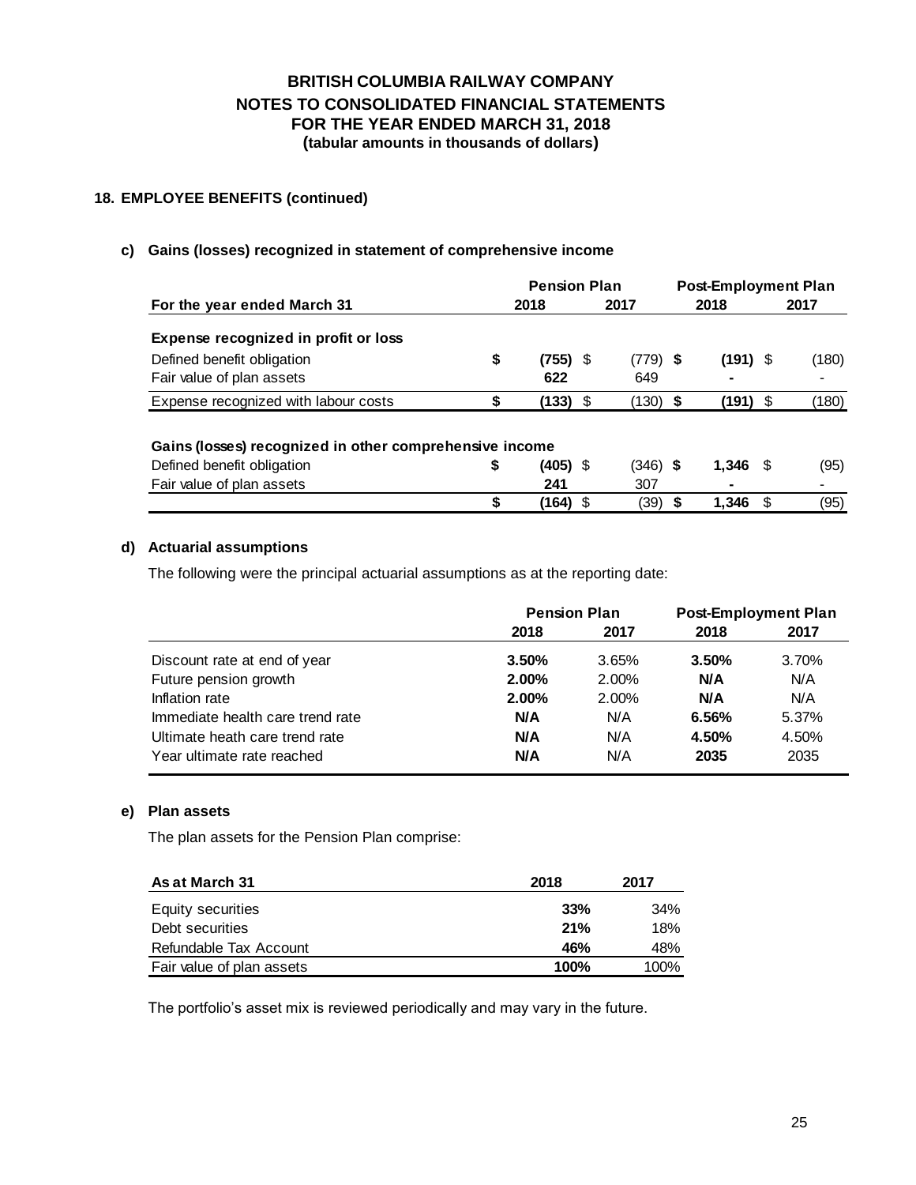**BRITISH COLUMBIA RAILWAY COMPANY**
**NOTES TO CONSOLIDATED FINANCIAL STATEMENTS**
**FOR THE YEAR ENDED MARCH 31, 2018**
**(tabular amounts in thousands of dollars)**

**18. EMPLOYEE BENEFITS (continued)**

**c) Gains (losses) recognized in statement of comprehensive income**

| | Pension Plan | | Post-Employment Plan | |
|---|---|---|---|---|
| **For the year ended March 31** | **2018** | **2017** | **2018** | **2017** |
| **Expense recognized in profit or loss** | | | | |
| Defined benefit obligation | **$ (755)** | $ (779) | **$ (191)** | $ (180) |
| Fair value of plan assets | **622** | 649 | **-** | - |
| Expense recognized with labour costs | **$ (133)** | $ (130) | **$ (191)** | $ (180) |
| **Gains (losses) recognized in other comprehensive income** | | | | |
| Defined benefit obligation | **$ (405)** | $ (346) | **$ 1,346** | $ (95) |
| Fair value of plan assets | **241** | 307 | **-** | - |
| | **$ (164)** | $ (39) | **$ 1,346** | $ (95) |

**d) Actuarial assumptions**

The following were the principal actuarial assumptions as at the reporting date:

| | Pension Plan | | Post-Employment Plan | |
|---|---|---|---|---|
| | **2018** | **2017** | **2018** | **2017** |
| Discount rate at end of year | **3.50%** | 3.65% | **3.50%** | 3.70% |
| Future pension growth | **2.00%** | 2.00% | **N/A** | N/A |
| Inflation rate | **2.00%** | 2.00% | **N/A** | N/A |
| Immediate health care trend rate | **N/A** | N/A | **6.56%** | 5.37% |
| Ultimate heath care trend rate | **N/A** | N/A | **4.50%** | 4.50% |
| Year ultimate rate reached | **N/A** | N/A | **2035** | 2035 |

**e) Plan assets**

The plan assets for the Pension Plan comprise:

| **As at March 31** | **2018** | **2017** |
|---|---|---|
| Equity securities | **33%** | 34% |
| Debt securities | **21%** | 18% |
| Refundable Tax Account | **46%** | 48% |
| Fair value of plan assets | **100%** | 100% |

The portfolio's asset mix is reviewed periodically and may vary in the future.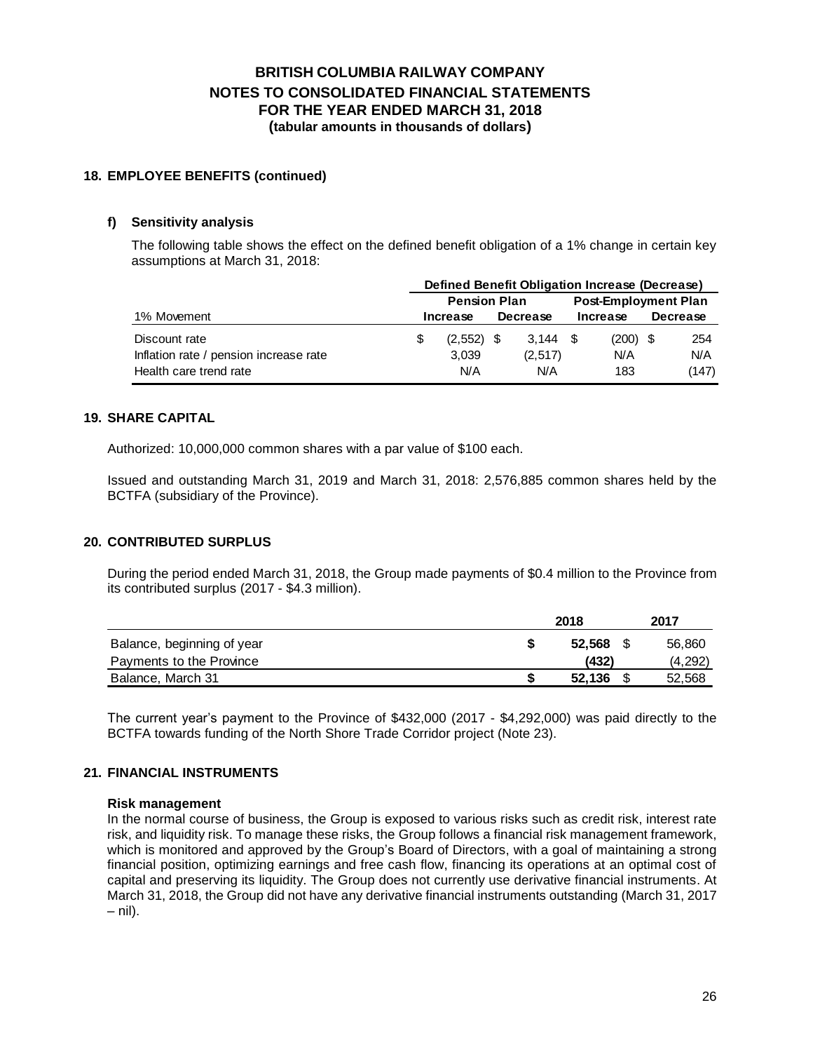# BRITISH COLUMBIA RAILWAY COMPANY
## NOTES TO CONSOLIDATED FINANCIAL STATEMENTS
## FOR THE YEAR ENDED MARCH 31, 2018
### (tabular amounts in thousands of dollars)

### 18. EMPLOYEE BENEFITS (continued)

#### f) Sensitivity analysis

The following table shows the effect on the defined benefit obligation of a 1% change in certain key assumptions at March 31, 2018:

| | Defined Benefit Obligation Increase (Decrease) | | | |
|---|---|---|---|---|
| | Pension Plan | | Post-Employment Plan | |
| 1% Movement | Increase | Decrease | Increase | Decrease |
| Discount rate | $ (2,552) | $ 3,144 | $ (200) | $ 254 |
| Inflation rate / pension increase rate | 3,039 | (2,517) | N/A | N/A |
| Health care trend rate | N/A | N/A | 183 | (147) |

### 19. SHARE CAPITAL

Authorized: 10,000,000 common shares with a par value of $100 each.

Issued and outstanding March 31, 2019 and March 31, 2018: 2,576,885 common shares held by the BCTFA (subsidiary of the Province).

### 20. CONTRIBUTED SURPLUS

During the period ended March 31, 2018, the Group made payments of $0.4 million to the Province from its contributed surplus (2017 - $4.3 million).

| | 2018 | 2017 |
|---|---|---|
| Balance, beginning of year | **$ 52,568** | $ 56,860 |
| Payments to the Province | **(432)** | (4,292) |
| Balance, March 31 | **$ 52,136** | $ 52,568 |

The current year's payment to the Province of $432,000 (2017 - $4,292,000) was paid directly to the BCTFA towards funding of the North Shore Trade Corridor project (Note 23).

### 21. FINANCIAL INSTRUMENTS

**Risk management**

In the normal course of business, the Group is exposed to various risks such as credit risk, interest rate risk, and liquidity risk. To manage these risks, the Group follows a financial risk management framework, which is monitored and approved by the Group's Board of Directors, with a goal of maintaining a strong financial position, optimizing earnings and free cash flow, financing its operations at an optimal cost of capital and preserving its liquidity. The Group does not currently use derivative financial instruments. At March 31, 2018, the Group did not have any derivative financial instruments outstanding (March 31, 2017 – nil).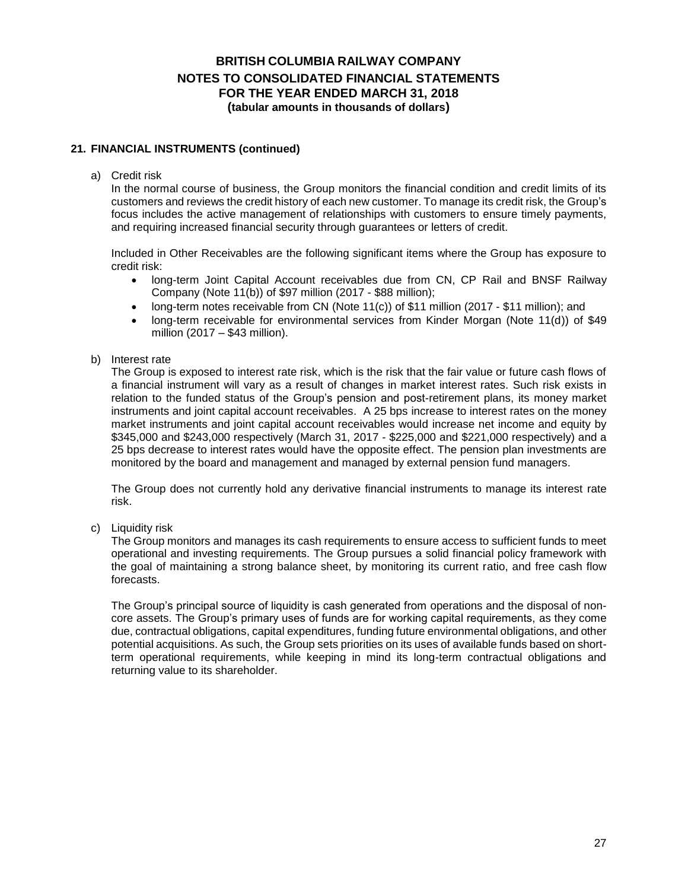## 21. FINANCIAL INSTRUMENTS (continued)

a) Credit risk

In the normal course of business, the Group monitors the financial condition and credit limits of its customers and reviews the credit history of each new customer. To manage its credit risk, the Group's focus includes the active management of relationships with customers to ensure timely payments, and requiring increased financial security through guarantees or letters of credit.

Included in Other Receivables are the following significant items where the Group has exposure to credit risk:

- long-term Joint Capital Account receivables due from CN, CP Rail and BNSF Railway Company (Note 11(b)) of $97 million (2017 - $88 million);
- long-term notes receivable from CN (Note 11(c)) of $11 million (2017 - $11 million); and
- long-term receivable for environmental services from Kinder Morgan (Note 11(d)) of $49 million (2017 – $43 million).

b) Interest rate

The Group is exposed to interest rate risk, which is the risk that the fair value or future cash flows of a financial instrument will vary as a result of changes in market interest rates. Such risk exists in relation to the funded status of the Group's pension and post-retirement plans, its money market instruments and joint capital account receivables. A 25 bps increase to interest rates on the money market instruments and joint capital account receivables would increase net income and equity by $345,000 and $243,000 respectively (March 31, 2017 - $225,000 and $221,000 respectively) and a 25 bps decrease to interest rates would have the opposite effect. The pension plan investments are monitored by the board and management and managed by external pension fund managers.

The Group does not currently hold any derivative financial instruments to manage its interest rate risk.

c) Liquidity risk

The Group monitors and manages its cash requirements to ensure access to sufficient funds to meet operational and investing requirements. The Group pursues a solid financial policy framework with the goal of maintaining a strong balance sheet, by monitoring its current ratio, and free cash flow forecasts.

The Group's principal source of liquidity is cash generated from operations and the disposal of non-core assets. The Group's primary uses of funds are for working capital requirements, as they come due, contractual obligations, capital expenditures, funding future environmental obligations, and other potential acquisitions. As such, the Group sets priorities on its uses of available funds based on short-term operational requirements, while keeping in mind its long-term contractual obligations and returning value to its shareholder.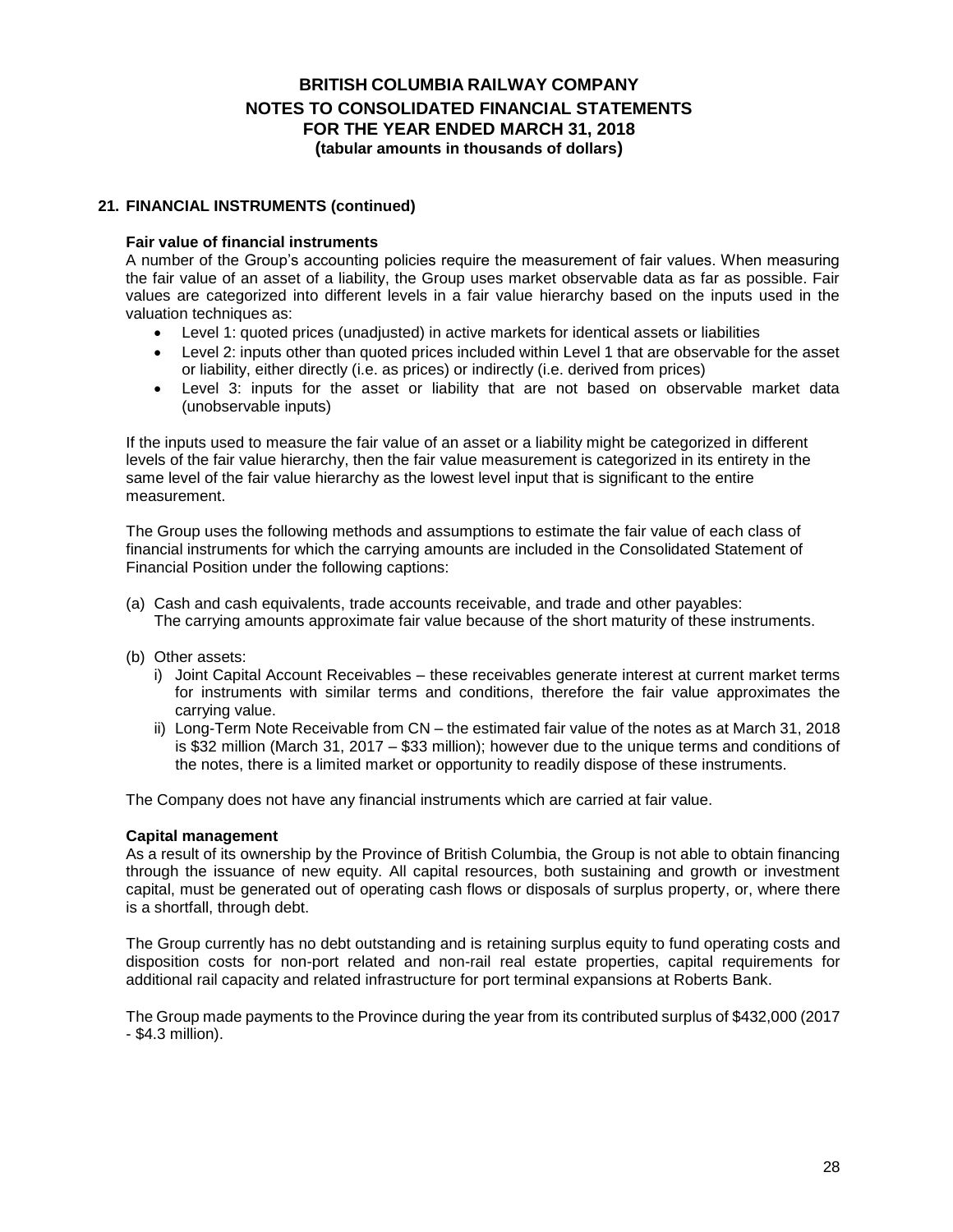## 21. FINANCIAL INSTRUMENTS (continued)

### Fair value of financial instruments

A number of the Group's accounting policies require the measurement of fair values. When measuring the fair value of an asset of a liability, the Group uses market observable data as far as possible. Fair values are categorized into different levels in a fair value hierarchy based on the inputs used in the valuation techniques as:

- Level 1: quoted prices (unadjusted) in active markets for identical assets or liabilities
- Level 2: inputs other than quoted prices included within Level 1 that are observable for the asset or liability, either directly (i.e. as prices) or indirectly (i.e. derived from prices)
- Level 3: inputs for the asset or liability that are not based on observable market data (unobservable inputs)

If the inputs used to measure the fair value of an asset or a liability might be categorized in different levels of the fair value hierarchy, then the fair value measurement is categorized in its entirety in the same level of the fair value hierarchy as the lowest level input that is significant to the entire measurement.

The Group uses the following methods and assumptions to estimate the fair value of each class of financial instruments for which the carrying amounts are included in the Consolidated Statement of Financial Position under the following captions:

(a) Cash and cash equivalents, trade accounts receivable, and trade and other payables:
The carrying amounts approximate fair value because of the short maturity of these instruments.

(b) Other assets:
   i) Joint Capital Account Receivables – these receivables generate interest at current market terms for instruments with similar terms and conditions, therefore the fair value approximates the carrying value.
   ii) Long-Term Note Receivable from CN – the estimated fair value of the notes as at March 31, 2018 is $32 million (March 31, 2017 – $33 million); however due to the unique terms and conditions of the notes, there is a limited market or opportunity to readily dispose of these instruments.

The Company does not have any financial instruments which are carried at fair value.

### Capital management

As a result of its ownership by the Province of British Columbia, the Group is not able to obtain financing through the issuance of new equity. All capital resources, both sustaining and growth or investment capital, must be generated out of operating cash flows or disposals of surplus property, or, where there is a shortfall, through debt.

The Group currently has no debt outstanding and is retaining surplus equity to fund operating costs and disposition costs for non-port related and non-rail real estate properties, capital requirements for additional rail capacity and related infrastructure for port terminal expansions at Roberts Bank.

The Group made payments to the Province during the year from its contributed surplus of $432,000 (2017 - $4.3 million).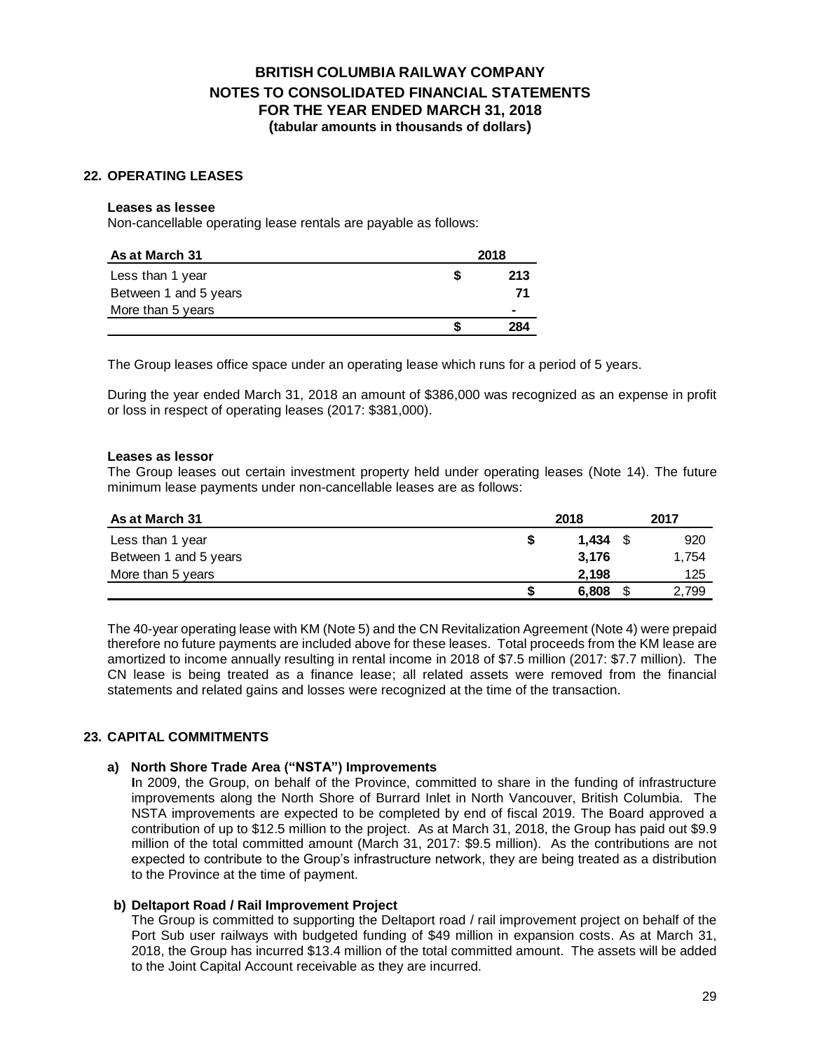**BRITISH COLUMBIA RAILWAY COMPANY**
**NOTES TO CONSOLIDATED FINANCIAL STATEMENTS**
**FOR THE YEAR ENDED MARCH 31, 2018**
**(tabular amounts in thousands of dollars)**

## 22. OPERATING LEASES

**Leases as lessee**

Non-cancellable operating lease rentals are payable as follows:

| As at March 31 | 2018 |
|---|---|
| Less than 1 year | $ 213 |
| Between 1 and 5 years | 71 |
| More than 5 years | - |
| | $ 284 |

The Group leases office space under an operating lease which runs for a period of 5 years.

During the year ended March 31, 2018 an amount of $386,000 was recognized as an expense in profit or loss in respect of operating leases (2017: $381,000).

**Leases as lessor**

The Group leases out certain investment property held under operating leases (Note 14). The future minimum lease payments under non-cancellable leases are as follows:

| As at March 31 | 2018 | 2017 |
|---|---|---|
| Less than 1 year | $ 1,434 | $ 920 |
| Between 1 and 5 years | 3,176 | 1,754 |
| More than 5 years | 2,198 | 125 |
| | $ 6,808 | $ 2,799 |

The 40-year operating lease with KM (Note 5) and the CN Revitalization Agreement (Note 4) were prepaid therefore no future payments are included above for these leases. Total proceeds from the KM lease are amortized to income annually resulting in rental income in 2018 of $7.5 million (2017: $7.7 million). The CN lease is being treated as a finance lease; all related assets were removed from the financial statements and related gains and losses were recognized at the time of the transaction.

## 23. CAPITAL COMMITMENTS

**a) North Shore Trade Area ("NSTA") Improvements**

In 2009, the Group, on behalf of the Province, committed to share in the funding of infrastructure improvements along the North Shore of Burrard Inlet in North Vancouver, British Columbia. The NSTA improvements are expected to be completed by end of fiscal 2019. The Board approved a contribution of up to $12.5 million to the project. As at March 31, 2018, the Group has paid out $9.9 million of the total committed amount (March 31, 2017: $9.5 million). As the contributions are not expected to contribute to the Group's infrastructure network, they are being treated as a distribution to the Province at the time of payment.

**b) Deltaport Road / Rail Improvement Project**

The Group is committed to supporting the Deltaport road / rail improvement project on behalf of the Port Sub user railways with budgeted funding of $49 million in expansion costs. As at March 31, 2018, the Group has incurred $13.4 million of the total committed amount. The assets will be added to the Joint Capital Account receivable as they are incurred.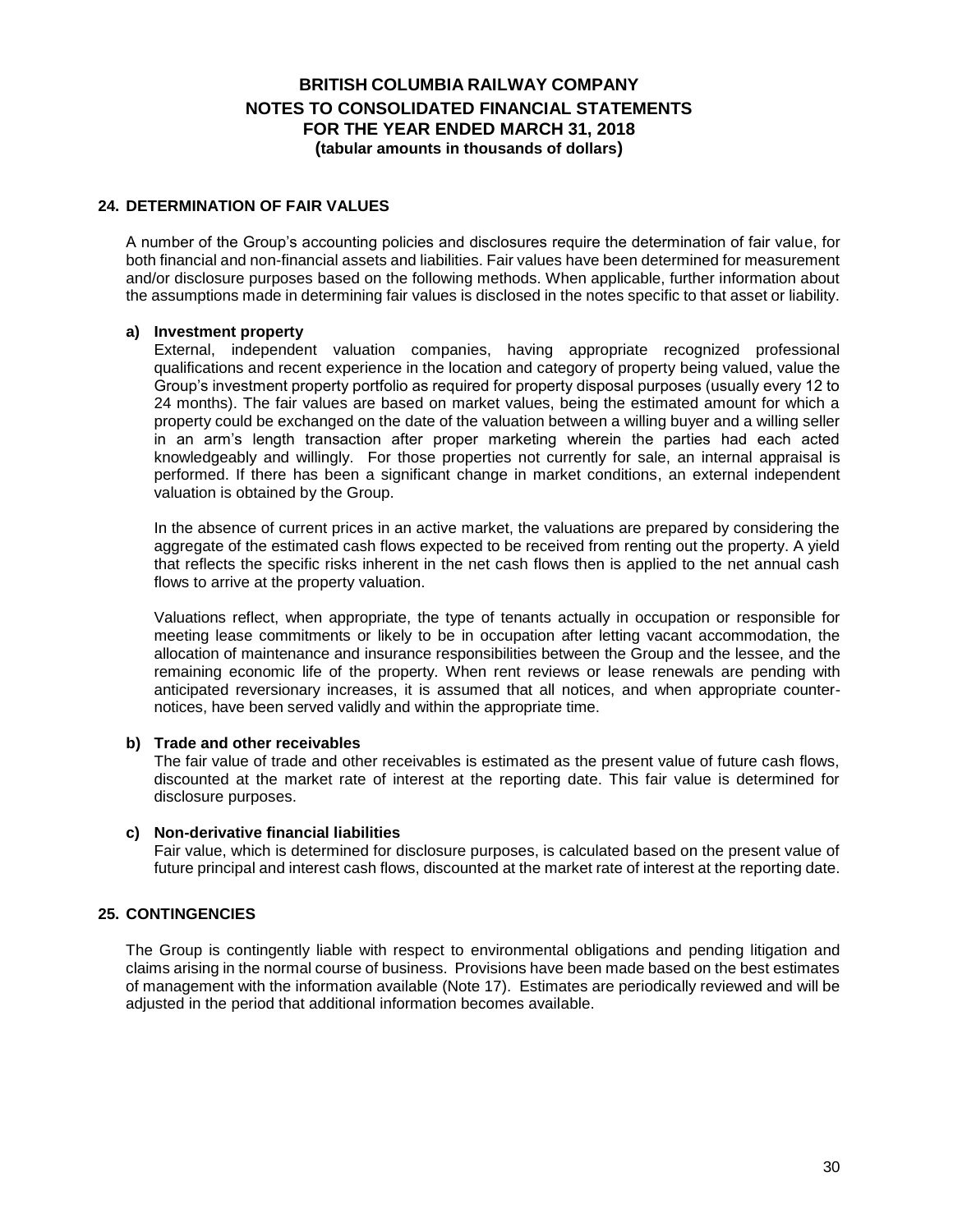## 24. DETERMINATION OF FAIR VALUES

A number of the Group's accounting policies and disclosures require the determination of fair value, for both financial and non-financial assets and liabilities. Fair values have been determined for measurement and/or disclosure purposes based on the following methods. When applicable, further information about the assumptions made in determining fair values is disclosed in the notes specific to that asset or liability.

### a) Investment property

External, independent valuation companies, having appropriate recognized professional qualifications and recent experience in the location and category of property being valued, value the Group's investment property portfolio as required for property disposal purposes (usually every 12 to 24 months). The fair values are based on market values, being the estimated amount for which a property could be exchanged on the date of the valuation between a willing buyer and a willing seller in an arm's length transaction after proper marketing wherein the parties had each acted knowledgeably and willingly. For those properties not currently for sale, an internal appraisal is performed. If there has been a significant change in market conditions, an external independent valuation is obtained by the Group.

In the absence of current prices in an active market, the valuations are prepared by considering the aggregate of the estimated cash flows expected to be received from renting out the property. A yield that reflects the specific risks inherent in the net cash flows then is applied to the net annual cash flows to arrive at the property valuation.

Valuations reflect, when appropriate, the type of tenants actually in occupation or responsible for meeting lease commitments or likely to be in occupation after letting vacant accommodation, the allocation of maintenance and insurance responsibilities between the Group and the lessee, and the remaining economic life of the property. When rent reviews or lease renewals are pending with anticipated reversionary increases, it is assumed that all notices, and when appropriate counter-notices, have been served validly and within the appropriate time.

### b) Trade and other receivables

The fair value of trade and other receivables is estimated as the present value of future cash flows, discounted at the market rate of interest at the reporting date. This fair value is determined for disclosure purposes.

### c) Non-derivative financial liabilities

Fair value, which is determined for disclosure purposes, is calculated based on the present value of future principal and interest cash flows, discounted at the market rate of interest at the reporting date.

## 25. CONTINGENCIES

The Group is contingently liable with respect to environmental obligations and pending litigation and claims arising in the normal course of business. Provisions have been made based on the best estimates of management with the information available (Note 17). Estimates are periodically reviewed and will be adjusted in the period that additional information becomes available.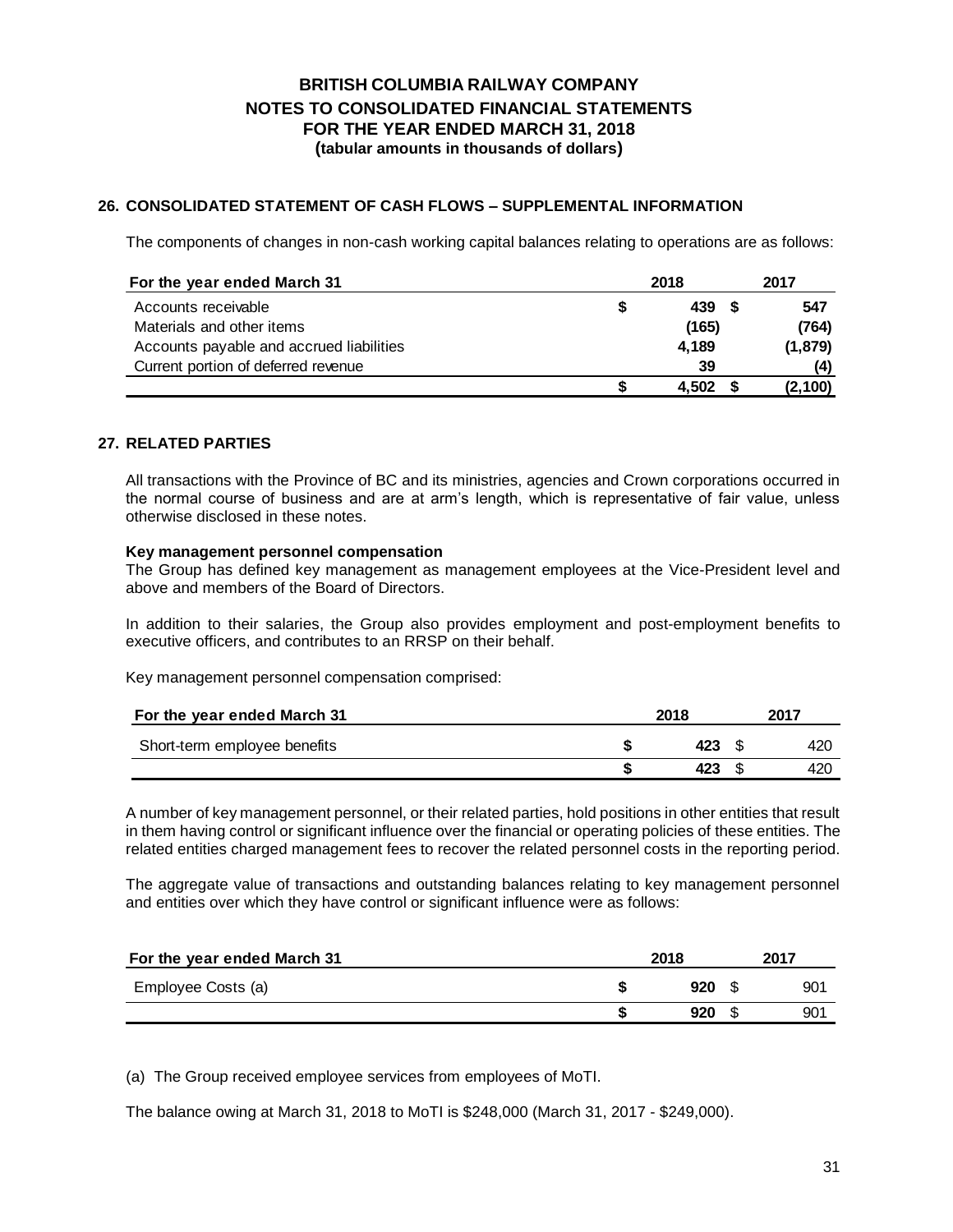# BRITISH COLUMBIA RAILWAY COMPANY
## NOTES TO CONSOLIDATED FINANCIAL STATEMENTS
## FOR THE YEAR ENDED MARCH 31, 2018
### (tabular amounts in thousands of dollars)

### 26. CONSOLIDATED STATEMENT OF CASH FLOWS – SUPPLEMENTAL INFORMATION

The components of changes in non-cash working capital balances relating to operations are as follows:

| For the year ended March 31 | 2018 | 2017 |
|---|---|---|
| Accounts receivable | $ 439 | $ 547 |
| Materials and other items | (165) | (764) |
| Accounts payable and accrued liabilities | 4,189 | (1,879) |
| Current portion of deferred revenue | 39 | (4) |
| | $ 4,502 | $ (2,100) |

### 27. RELATED PARTIES

All transactions with the Province of BC and its ministries, agencies and Crown corporations occurred in the normal course of business and are at arm's length, which is representative of fair value, unless otherwise disclosed in these notes.

**Key management personnel compensation**
The Group has defined key management as management employees at the Vice-President level and above and members of the Board of Directors.

In addition to their salaries, the Group also provides employment and post-employment benefits to executive officers, and contributes to an RRSP on their behalf.

Key management personnel compensation comprised:

| For the year ended March 31 | 2018 | 2017 |
|---|---|---|
| Short-term employee benefits | $ 423 | $ 420 |
| | $ 423 | $ 420 |

A number of key management personnel, or their related parties, hold positions in other entities that result in them having control or significant influence over the financial or operating policies of these entities. The related entities charged management fees to recover the related personnel costs in the reporting period.

The aggregate value of transactions and outstanding balances relating to key management personnel and entities over which they have control or significant influence were as follows:

| For the year ended March 31 | 2018 | 2017 |
|---|---|---|
| Employee Costs (a) | $ 920 | $ 901 |
| | $ 920 | $ 901 |

(a) The Group received employee services from employees of MoTI.

The balance owing at March 31, 2018 to MoTI is $248,000 (March 31, 2017 - $249,000).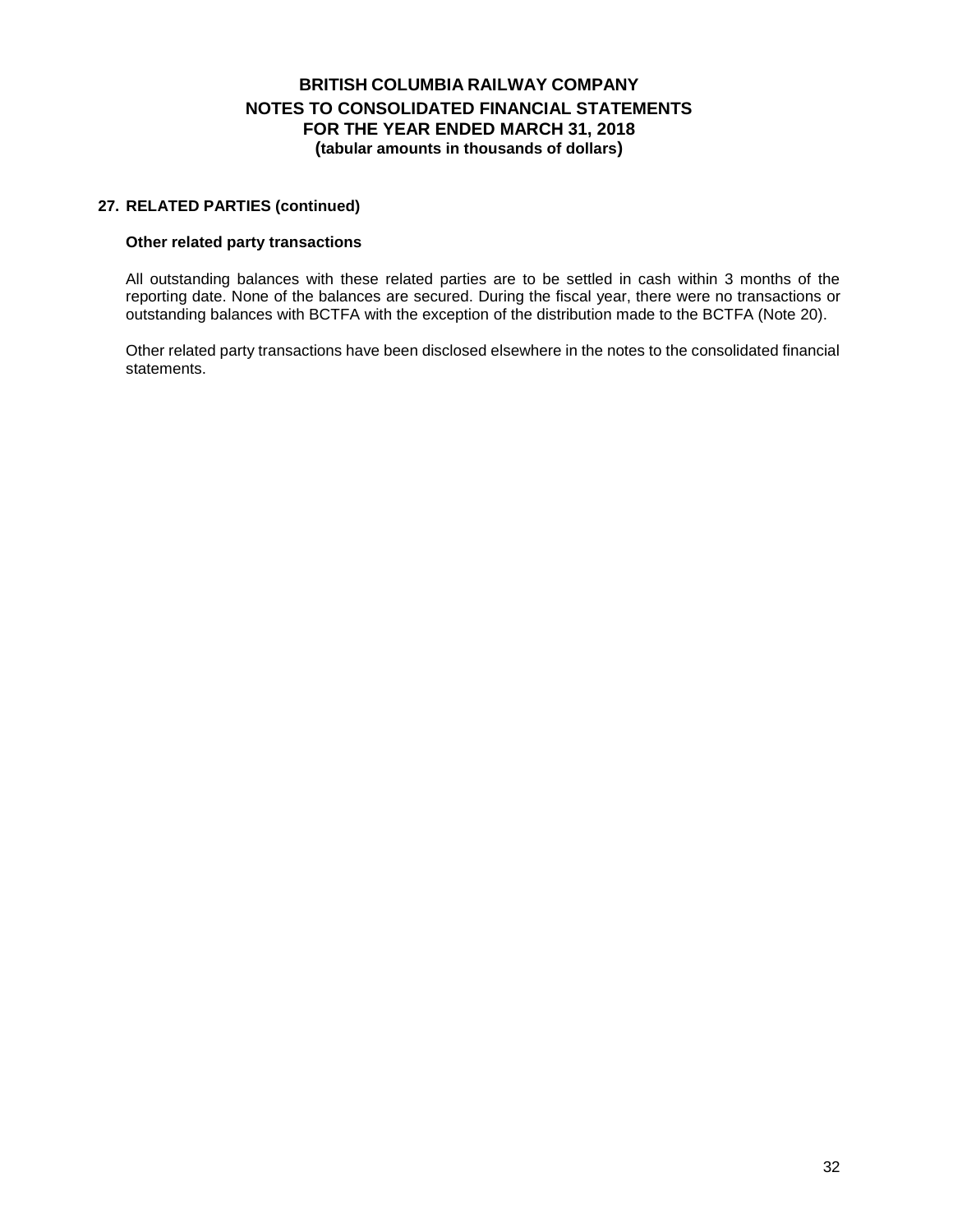## 27. RELATED PARTIES (continued)

### Other related party transactions

All outstanding balances with these related parties are to be settled in cash within 3 months of the reporting date. None of the balances are secured. During the fiscal year, there were no transactions or outstanding balances with BCTFA with the exception of the distribution made to the BCTFA (Note 20).

Other related party transactions have been disclosed elsewhere in the notes to the consolidated financial statements.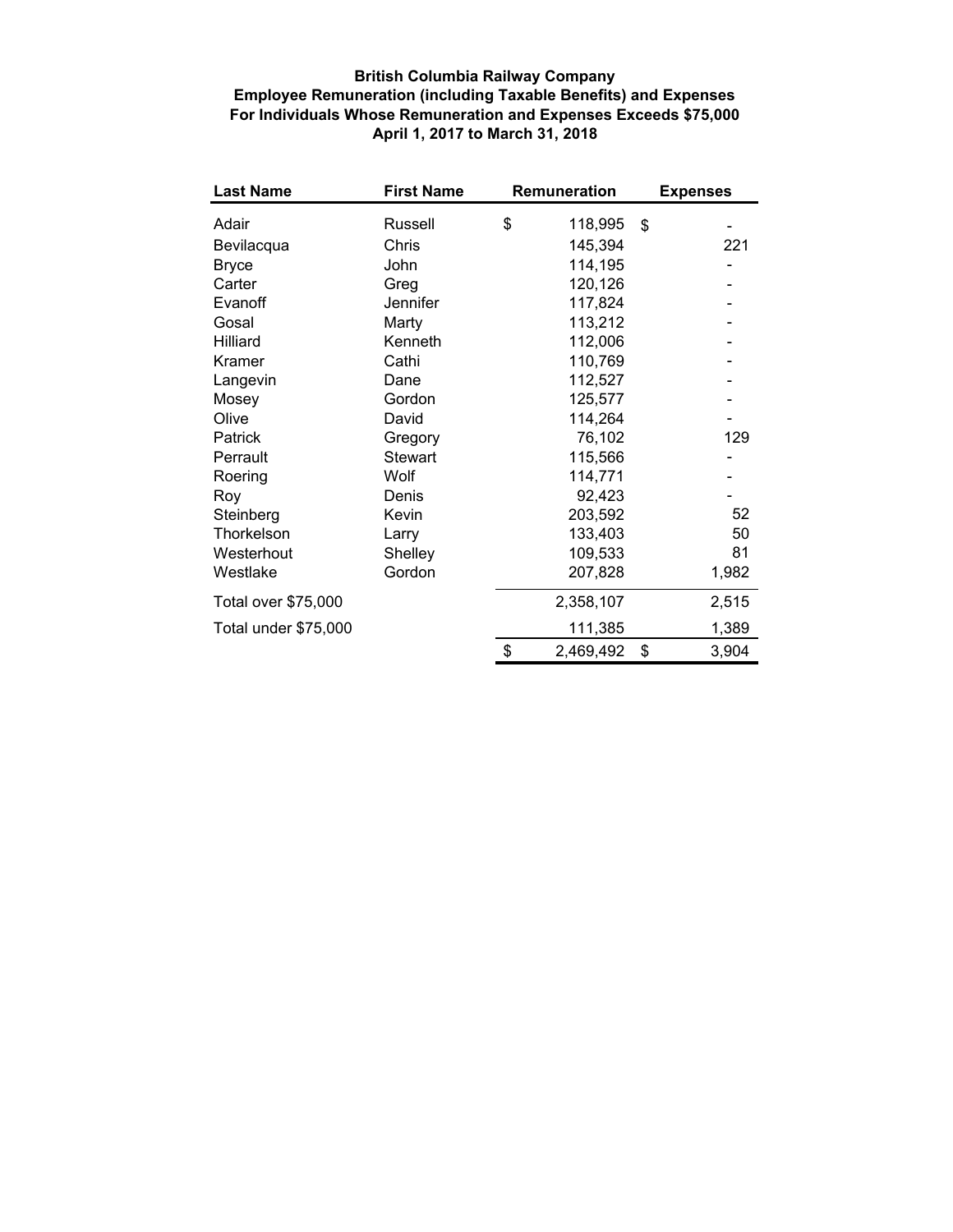**British Columbia Railway Company**
**Employee Remuneration (including Taxable Benefits) and Expenses**
**For Individuals Whose Remuneration and Expenses Exceeds $75,000**
**April 1, 2017 to March 31, 2018**

| Last Name | First Name | Remuneration | Expenses |
|---|---|---|---|
| Adair | Russell | $ 118,995 | $ - |
| Bevilacqua | Chris | 145,394 | 221 |
| Bryce | John | 114,195 | - |
| Carter | Greg | 120,126 | - |
| Evanoff | Jennifer | 117,824 | - |
| Gosal | Marty | 113,212 | - |
| Hilliard | Kenneth | 112,006 | - |
| Kramer | Cathi | 110,769 | - |
| Langevin | Dane | 112,527 | - |
| Mosey | Gordon | 125,577 | - |
| Olive | David | 114,264 | - |
| Patrick | Gregory | 76,102 | 129 |
| Perrault | Stewart | 115,566 | - |
| Roering | Wolf | 114,771 | - |
| Roy | Denis | 92,423 | - |
| Steinberg | Kevin | 203,592 | 52 |
| Thorkelson | Larry | 133,403 | 50 |
| Westerhout | Shelley | 109,533 | 81 |
| Westlake | Gordon | 207,828 | 1,982 |
| Total over $75,000 | | 2,358,107 | 2,515 |
| Total under $75,000 | | 111,385 | 1,389 |
| | | $ 2,469,492 | $ 3,904 |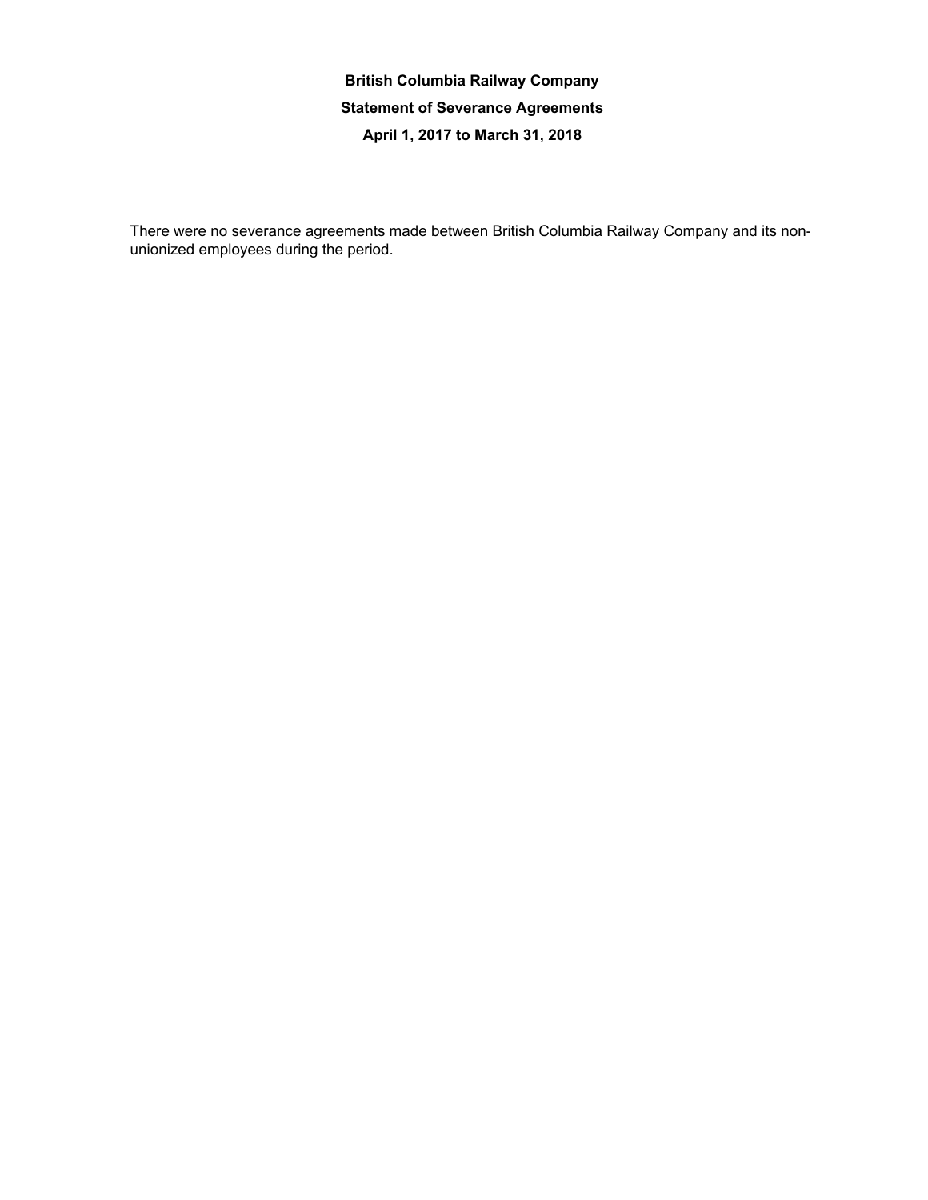# British Columbia Railway Company

## Statement of Severance Agreements

### April 1, 2017 to March 31, 2018

There were no severance agreements made between British Columbia Railway Company and its non-unionized employees during the period.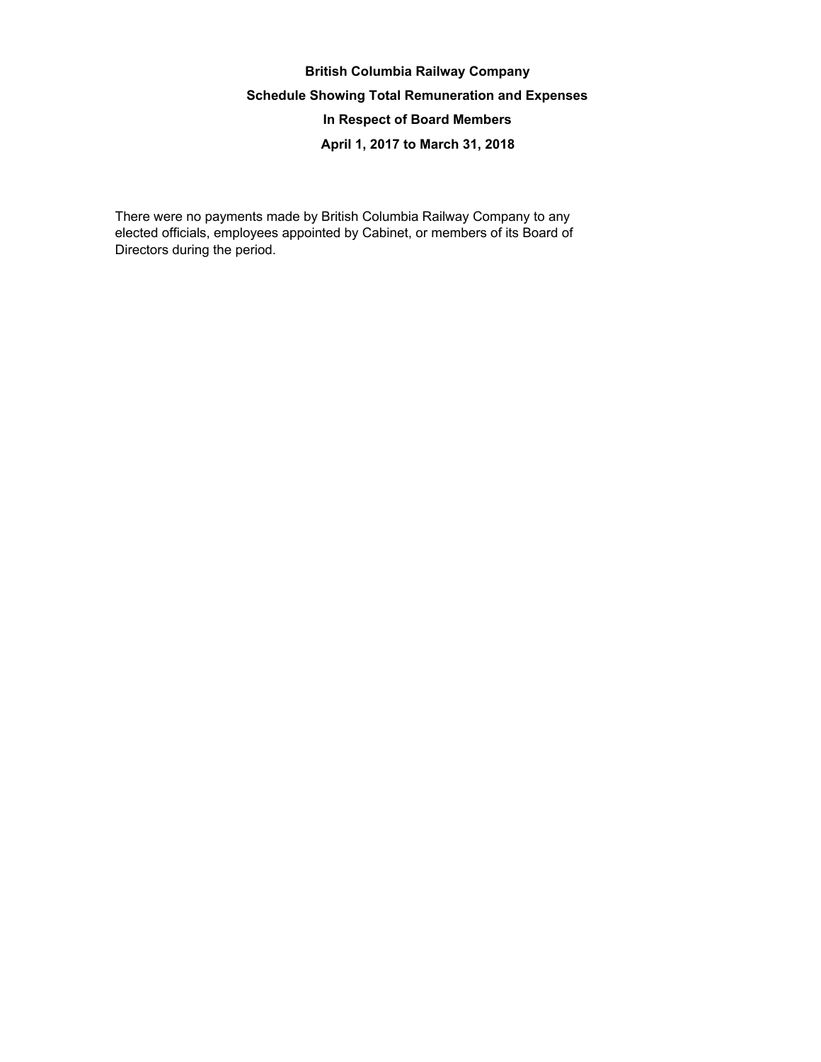# British Columbia Railway Company

## Schedule Showing Total Remuneration and Expenses

## In Respect of Board Members

## April 1, 2017 to March 31, 2018

There were no payments made by British Columbia Railway Company to any elected officials, employees appointed by Cabinet, or members of its Board of Directors during the period.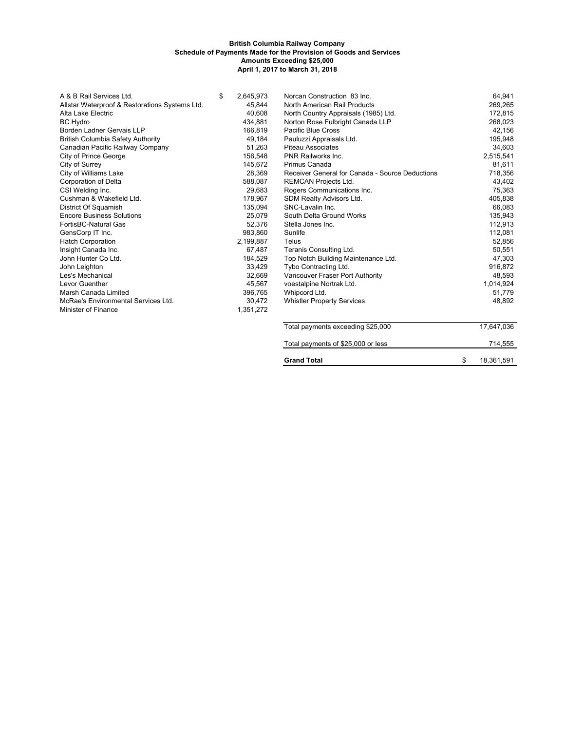**British Columbia Railway Company**
**Schedule of Payments Made for the Provision of Goods and Services**
**Amounts Exceeding $25,000**
**April 1, 2017 to March 31, 2018**

| | |
|---|---|
| A & B Rail Services Ltd. | $ 2,645,973 |
| Allstar Waterproof & Restorations Systems Ltd. | 45,844 |
| Alta Lake Electric | 40,608 |
| BC Hydro | 434,881 |
| Borden Ladner Gervais LLP | 166,819 |
| British Columbia Safety Authority | 49,184 |
| Canadian Pacific Railway Company | 51,263 |
| City of Prince George | 156,548 |
| City of Surrey | 145,672 |
| City of Williams Lake | 28,369 |
| Corporation of Delta | 588,087 |
| CSI Welding Inc. | 29,683 |
| Cushman & Wakefield Ltd. | 178,967 |
| District Of Squamish | 135,094 |
| Encore Business Solutions | 25,079 |
| FortisBC-Natural Gas | 52,376 |
| GensCorp IT Inc. | 983,860 |
| Hatch Corporation | 2,199,887 |
| Insight Canada Inc. | 67,487 |
| John Hunter Co Ltd. | 184,529 |
| John Leighton | 33,429 |
| Les's Mechanical | 32,669 |
| Levor Guenther | 45,567 |
| Marsh Canada Limited | 396,765 |
| McRae's Environmental Services Ltd. | 30,472 |
| Minister of Finance | 1,351,272 |
| Norcan Construction 83 Inc. | 64,941 |
| North American Rail Products | 269,265 |
| North Country Appraisals (1985) Ltd. | 172,815 |
| Norton Rose Fulbright Canada LLP | 268,023 |
| Pacific Blue Cross | 42,156 |
| Pauluzzi Appraisals Ltd. | 195,948 |
| Piteau Associates | 34,603 |
| PNR Railworks Inc. | 2,515,541 |
| Primus Canada | 81,611 |
| Receiver General for Canada - Source Deductions | 718,356 |
| REMCAN Projects Ltd. | 43,402 |
| Rogers Communications Inc. | 75,363 |
| SDM Realty Advisors Ltd. | 405,838 |
| SNC-Lavalin Inc. | 66,083 |
| South Delta Ground Works | 135,943 |
| Stella Jones Inc. | 112,913 |
| Sunlife | 112,081 |
| Telus | 52,856 |
| Teranis Consulting Ltd. | 50,551 |
| Top Notch Building Maintenance Ltd. | 47,303 |
| Tybo Contracting Ltd. | 916,872 |
| Vancouver Fraser Port Authority | 48,593 |
| voestalpine Nortrak Ltd. | 1,014,924 |
| Whipcord Ltd. | 51,779 |
| Whistler Property Services | 48,892 |
| Total payments exceeding $25,000 | 17,647,036 |
| Total payments of $25,000 or less | 714,555 |
| **Grand Total** | $ 18,361,591 |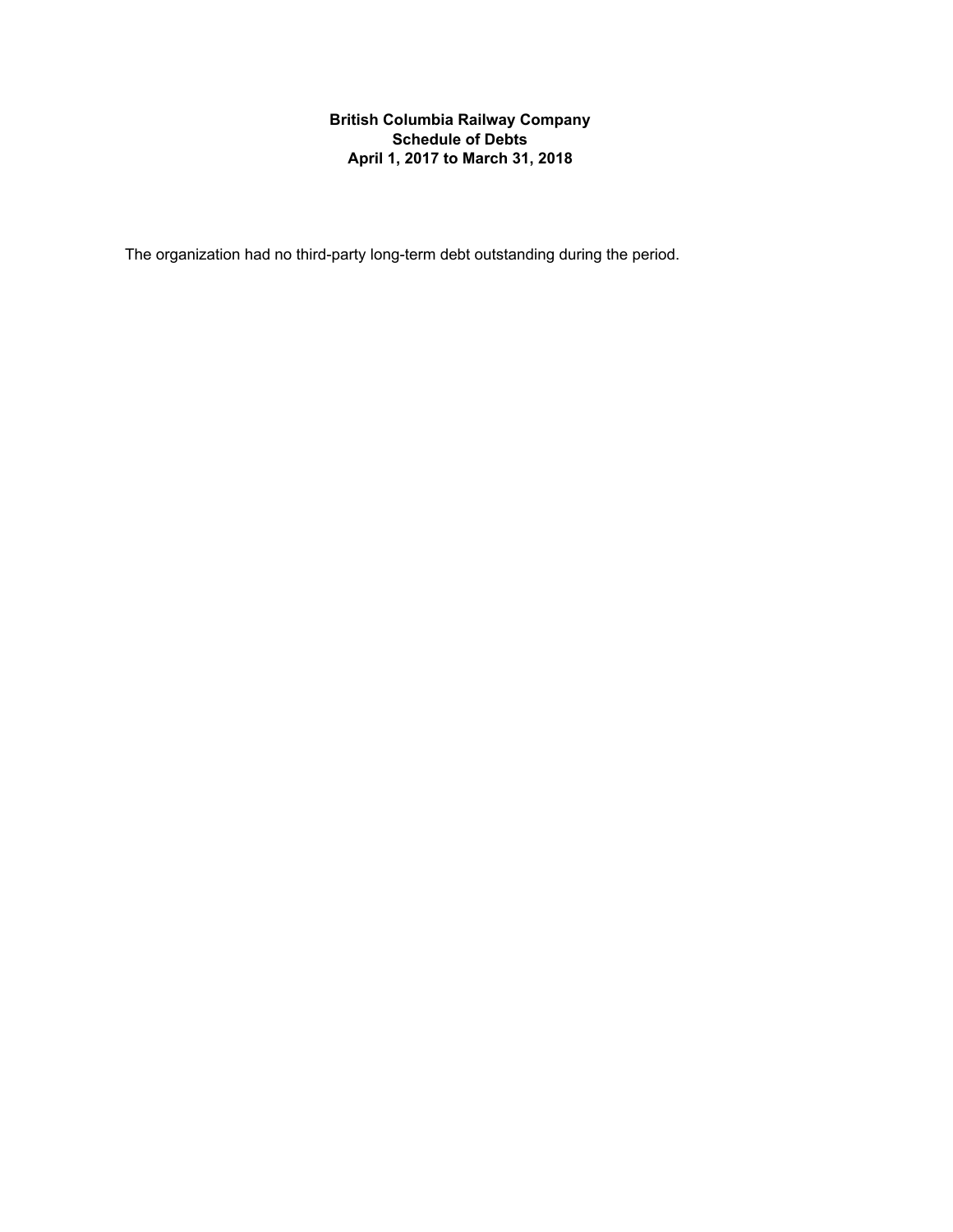# British Columbia Railway Company
## Schedule of Debts
## April 1, 2017 to March 31, 2018

The organization had no third-party long-term debt outstanding during the period.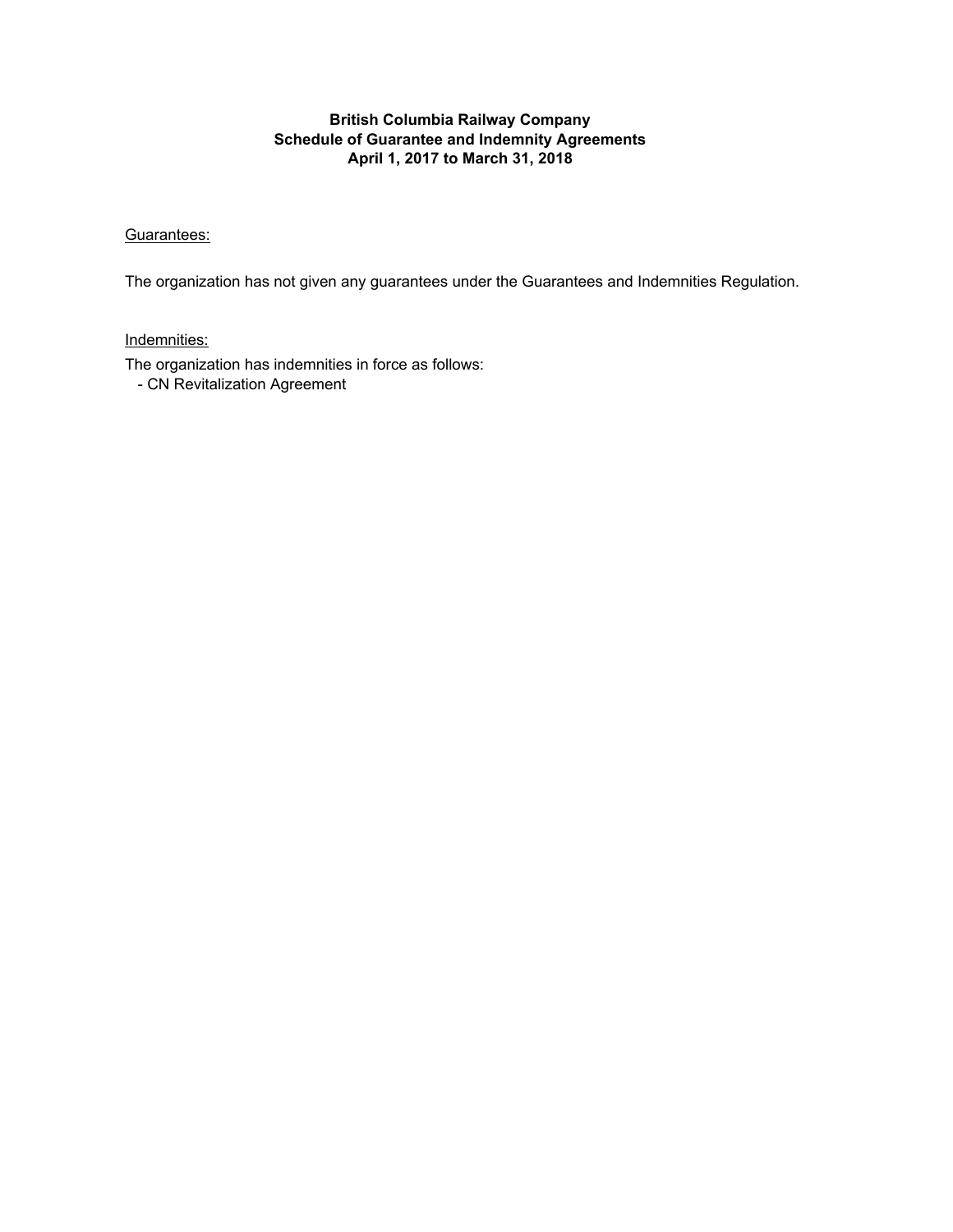# British Columbia Railway Company
## Schedule of Guarantee and Indemnity Agreements
### April 1, 2017 to March 31, 2018

Guarantees:

The organization has not given any guarantees under the Guarantees and Indemnities Regulation.

Indemnities:

The organization has indemnities in force as follows:

- CN Revitalization Agreement